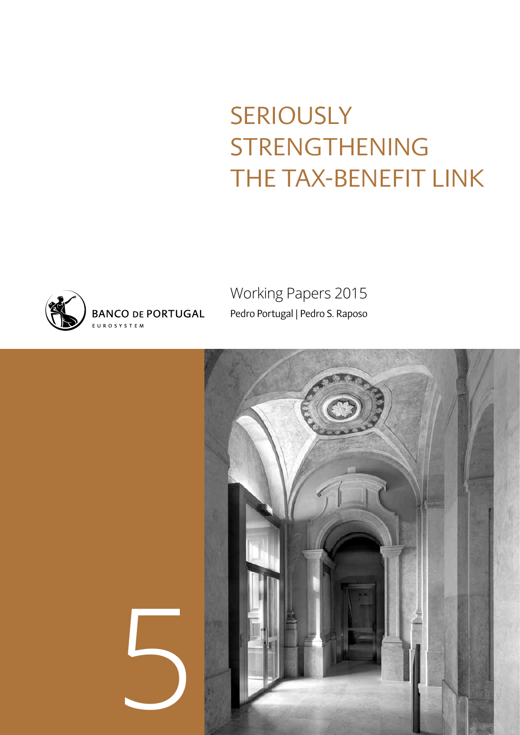# SERIOUSLY STRENGTHENING THE TAX-BENEFIT LINK

BANCO DE PORTUGAL
EUROSYSTEM

Working Papers 2015

Pedro Portugal | Pedro S. Raposo

5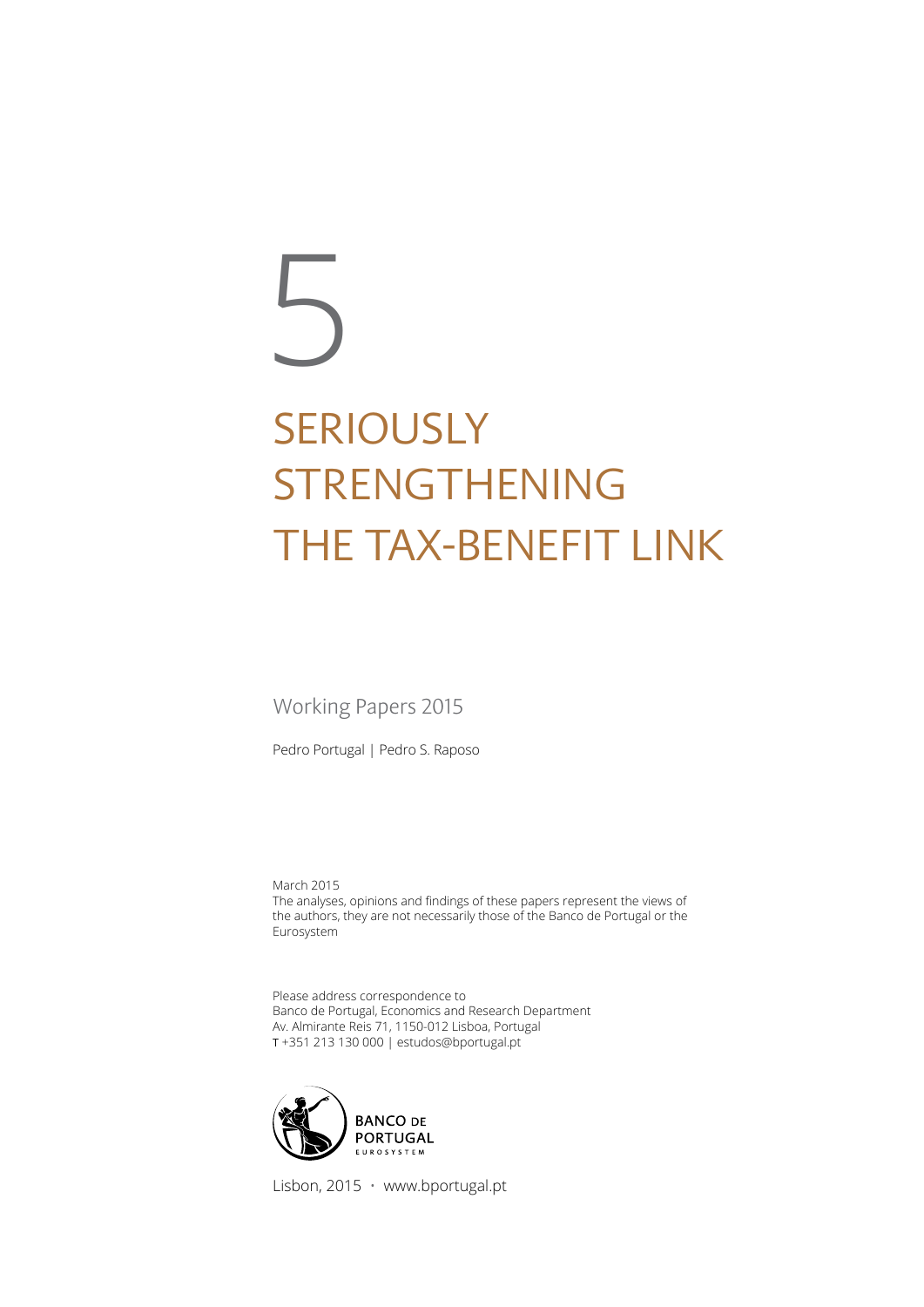# 5

# SERIOUSLY STRENGTHENING THE TAX-BENEFIT LINK

Working Papers 2015

Pedro Portugal | Pedro S. Raposo

March 2015

The analyses, opinions and findings of these papers represent the views of the authors, they are not necessarily those of the Banco de Portugal or the Eurosystem

Please address correspondence to
Banco de Portugal, Economics and Research Department
Av. Almirante Reis 71, 1150-012 Lisboa, Portugal
T +351 213 130 000 | estudos@bportugal.pt

BANCO DE PORTUGAL
EUROSYSTEM

Lisbon, 2015 • www.bportugal.pt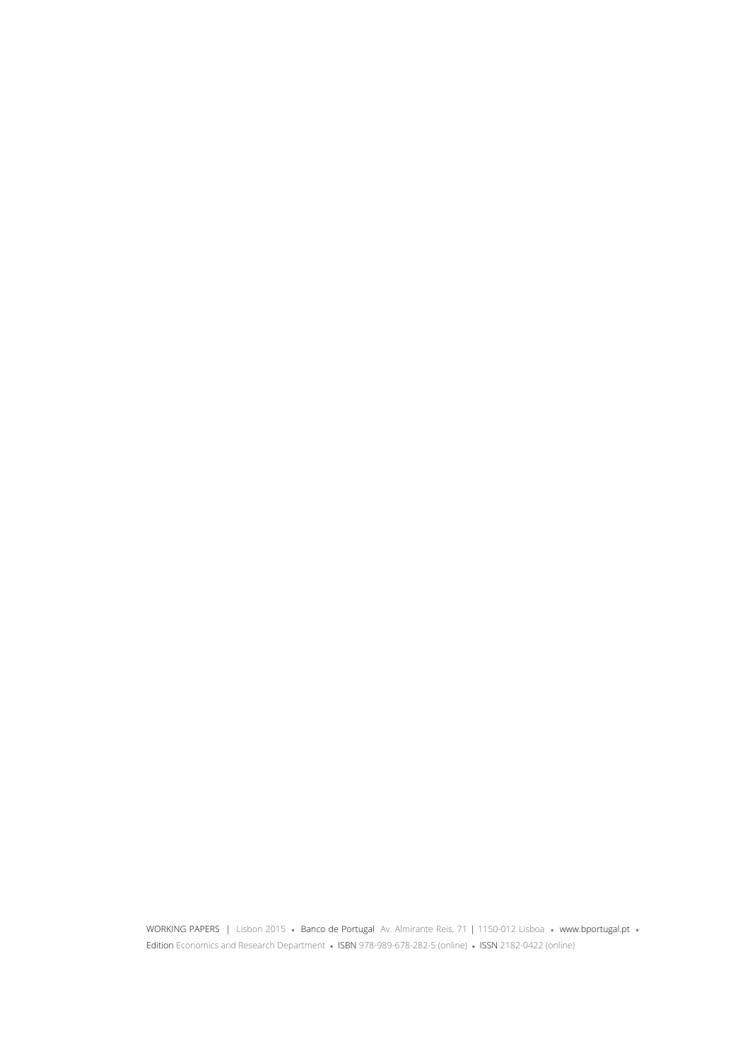WORKING PAPERS | Lisbon 2015 • Banco de Portugal Av. Almirante Reis, 71 | 1150-012 Lisboa • www.bportugal.pt •
Edition Economics and Research Department • ISBN 978-989-678-282-5 (online) • ISSN 2182-0422 (online)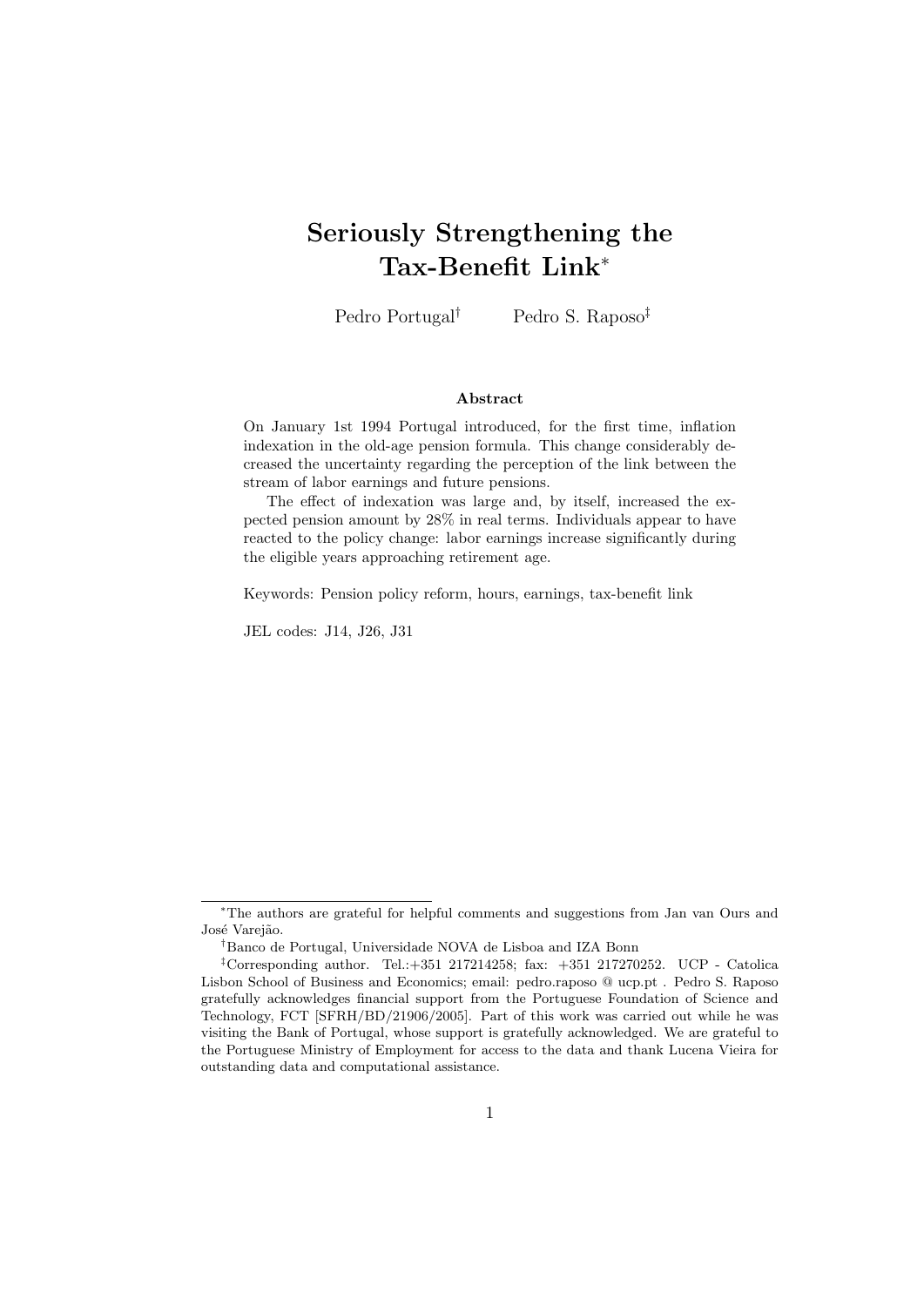# Seriously Strengthening the Tax-Benefit Link[*]

Pedro Portugal[†] Pedro S. Raposo[‡]

**Abstract**

On January 1st 1994 Portugal introduced, for the first time, inflation indexation in the old-age pension formula. This change considerably decreased the uncertainty regarding the perception of the link between the stream of labor earnings and future pensions.

The effect of indexation was large and, by itself, increased the expected pension amount by 28% in real terms. Individuals appear to have reacted to the policy change: labor earnings increase significantly during the eligible years approaching retirement age.

Keywords: Pension policy reform, hours, earnings, tax-benefit link

JEL codes: J14, J26, J31

---

[*]The authors are grateful for helpful comments and suggestions from Jan van Ours and José Varejão.

[†]Banco de Portugal, Universidade NOVA de Lisboa and IZA Bonn

[‡]Corresponding author. Tel.:+351 217214258; fax: +351 217270252. UCP - Catolica Lisbon School of Business and Economics; email: pedro.raposo @ ucp.pt . Pedro S. Raposo gratefully acknowledges financial support from the Portuguese Foundation of Science and Technology, FCT [SFRH/BD/21906/2005]. Part of this work was carried out while he was visiting the Bank of Portugal, whose support is gratefully acknowledged. We are grateful to the Portuguese Ministry of Employment for access to the data and thank Lucena Vieira for outstanding data and computational assistance.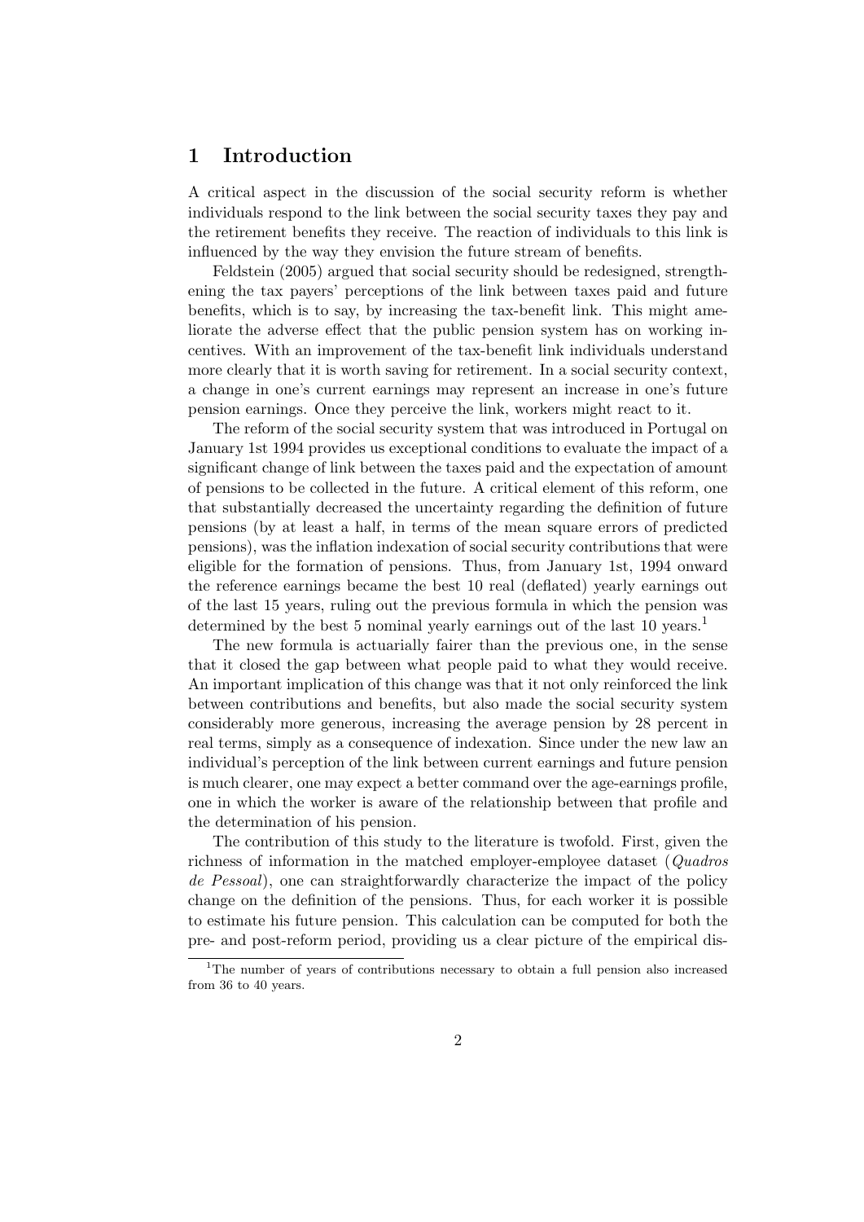## 1 Introduction

A critical aspect in the discussion of the social security reform is whether individuals respond to the link between the social security taxes they pay and the retirement benefits they receive. The reaction of individuals to this link is influenced by the way they envision the future stream of benefits.

Feldstein (2005) argued that social security should be redesigned, strengthening the tax payers' perceptions of the link between taxes paid and future benefits, which is to say, by increasing the tax-benefit link. This might ameliorate the adverse effect that the public pension system has on working incentives. With an improvement of the tax-benefit link individuals understand more clearly that it is worth saving for retirement. In a social security context, a change in one's current earnings may represent an increase in one's future pension earnings. Once they perceive the link, workers might react to it.

The reform of the social security system that was introduced in Portugal on January 1st 1994 provides us exceptional conditions to evaluate the impact of a significant change of link between the taxes paid and the expectation of amount of pensions to be collected in the future. A critical element of this reform, one that substantially decreased the uncertainty regarding the definition of future pensions (by at least a half, in terms of the mean square errors of predicted pensions), was the inflation indexation of social security contributions that were eligible for the formation of pensions. Thus, from January 1st, 1994 onward the reference earnings became the best 10 real (deflated) yearly earnings out of the last 15 years, ruling out the previous formula in which the pension was determined by the best 5 nominal yearly earnings out of the last 10 years.[1]

The new formula is actuarially fairer than the previous one, in the sense that it closed the gap between what people paid to what they would receive. An important implication of this change was that it not only reinforced the link between contributions and benefits, but also made the social security system considerably more generous, increasing the average pension by 28 percent in real terms, simply as a consequence of indexation. Since under the new law an individual's perception of the link between current earnings and future pension is much clearer, one may expect a better command over the age-earnings profile, one in which the worker is aware of the relationship between that profile and the determination of his pension.

The contribution of this study to the literature is twofold. First, given the richness of information in the matched employer-employee dataset (*Quadros de Pessoal*), one can straightforwardly characterize the impact of the policy change on the definition of the pensions. Thus, for each worker it is possible to estimate his future pension. This calculation can be computed for both the pre- and post-reform period, providing us a clear picture of the empirical dis-

[1] The number of years of contributions necessary to obtain a full pension also increased from 36 to 40 years.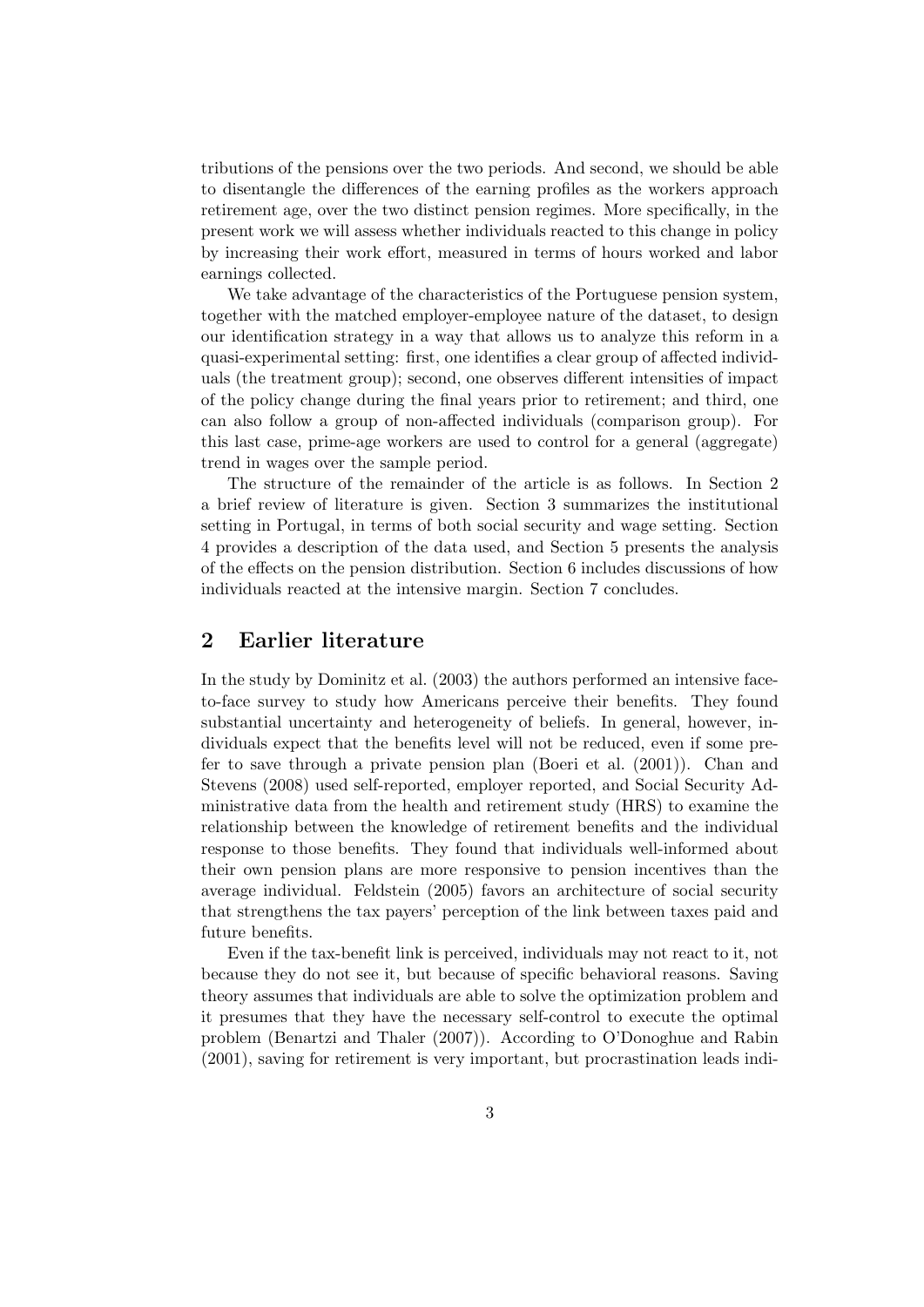tributions of the pensions over the two periods. And second, we should be able to disentangle the differences of the earning profiles as the workers approach retirement age, over the two distinct pension regimes. More specifically, in the present work we will assess whether individuals reacted to this change in policy by increasing their work effort, measured in terms of hours worked and labor earnings collected.

We take advantage of the characteristics of the Portuguese pension system, together with the matched employer-employee nature of the dataset, to design our identification strategy in a way that allows us to analyze this reform in a quasi-experimental setting: first, one identifies a clear group of affected individuals (the treatment group); second, one observes different intensities of impact of the policy change during the final years prior to retirement; and third, one can also follow a group of non-affected individuals (comparison group). For this last case, prime-age workers are used to control for a general (aggregate) trend in wages over the sample period.

The structure of the remainder of the article is as follows. In Section 2 a brief review of literature is given. Section 3 summarizes the institutional setting in Portugal, in terms of both social security and wage setting. Section 4 provides a description of the data used, and Section 5 presents the analysis of the effects on the pension distribution. Section 6 includes discussions of how individuals reacted at the intensive margin. Section 7 concludes.

## 2 Earlier literature

In the study by Dominitz et al. (2003) the authors performed an intensive face-to-face survey to study how Americans perceive their benefits. They found substantial uncertainty and heterogeneity of beliefs. In general, however, individuals expect that the benefits level will not be reduced, even if some prefer to save through a private pension plan (Boeri et al. (2001)). Chan and Stevens (2008) used self-reported, employer reported, and Social Security Administrative data from the health and retirement study (HRS) to examine the relationship between the knowledge of retirement benefits and the individual response to those benefits. They found that individuals well-informed about their own pension plans are more responsive to pension incentives than the average individual. Feldstein (2005) favors an architecture of social security that strengthens the tax payers' perception of the link between taxes paid and future benefits.

Even if the tax-benefit link is perceived, individuals may not react to it, not because they do not see it, but because of specific behavioral reasons. Saving theory assumes that individuals are able to solve the optimization problem and it presumes that they have the necessary self-control to execute the optimal problem (Benartzi and Thaler (2007)). According to O'Donoghue and Rabin (2001), saving for retirement is very important, but procrastination leads indi-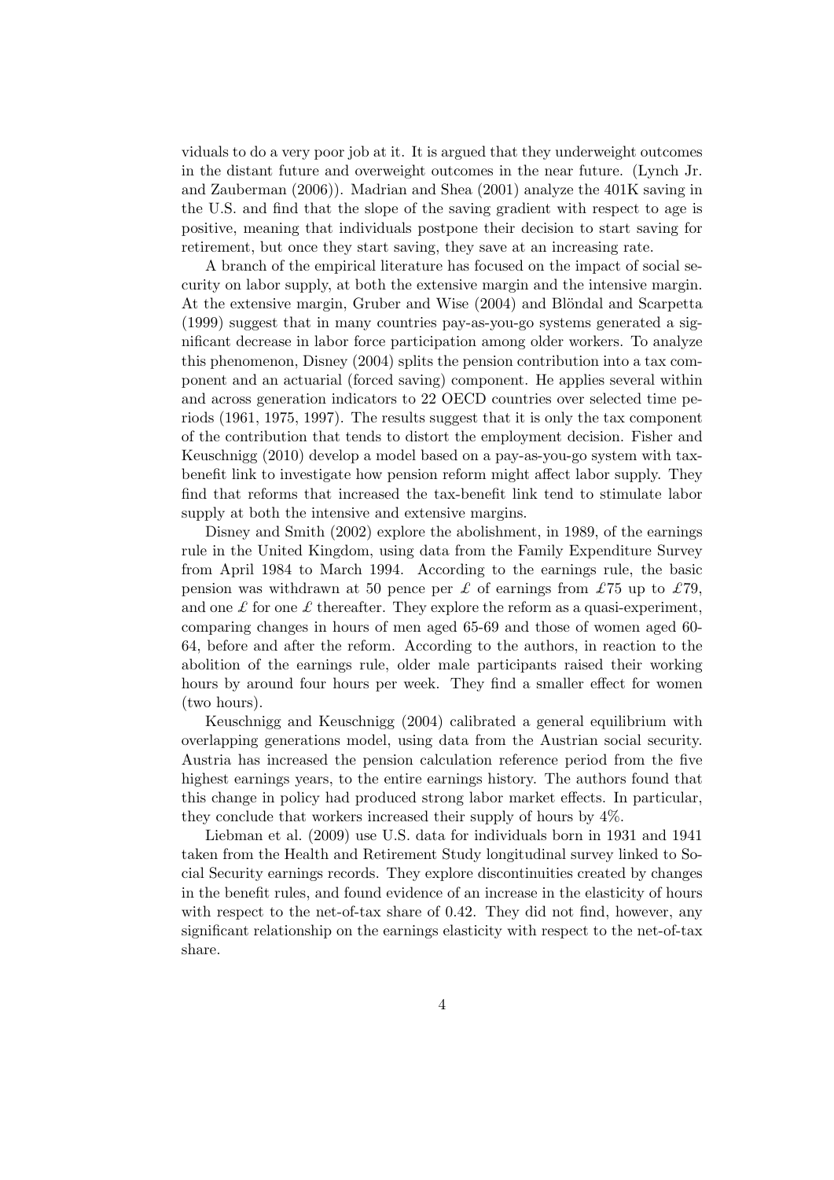viduals to do a very poor job at it. It is argued that they underweight outcomes in the distant future and overweight outcomes in the near future. (Lynch Jr. and Zauberman (2006)). Madrian and Shea (2001) analyze the 401K saving in the U.S. and find that the slope of the saving gradient with respect to age is positive, meaning that individuals postpone their decision to start saving for retirement, but once they start saving, they save at an increasing rate.

A branch of the empirical literature has focused on the impact of social security on labor supply, at both the extensive margin and the intensive margin. At the extensive margin, Gruber and Wise (2004) and Blöndal and Scarpetta (1999) suggest that in many countries pay-as-you-go systems generated a significant decrease in labor force participation among older workers. To analyze this phenomenon, Disney (2004) splits the pension contribution into a tax component and an actuarial (forced saving) component. He applies several within and across generation indicators to 22 OECD countries over selected time periods (1961, 1975, 1997). The results suggest that it is only the tax component of the contribution that tends to distort the employment decision. Fisher and Keuschnigg (2010) develop a model based on a pay-as-you-go system with tax-benefit link to investigate how pension reform might affect labor supply. They find that reforms that increased the tax-benefit link tend to stimulate labor supply at both the intensive and extensive margins.

Disney and Smith (2002) explore the abolishment, in 1989, of the earnings rule in the United Kingdom, using data from the Family Expenditure Survey from April 1984 to March 1994. According to the earnings rule, the basic pension was withdrawn at 50 pence per £ of earnings from £75 up to £79, and one £ for one £ thereafter. They explore the reform as a quasi-experiment, comparing changes in hours of men aged 65-69 and those of women aged 60-64, before and after the reform. According to the authors, in reaction to the abolition of the earnings rule, older male participants raised their working hours by around four hours per week. They find a smaller effect for women (two hours).

Keuschnigg and Keuschnigg (2004) calibrated a general equilibrium with overlapping generations model, using data from the Austrian social security. Austria has increased the pension calculation reference period from the five highest earnings years, to the entire earnings history. The authors found that this change in policy had produced strong labor market effects. In particular, they conclude that workers increased their supply of hours by 4%.

Liebman et al. (2009) use U.S. data for individuals born in 1931 and 1941 taken from the Health and Retirement Study longitudinal survey linked to Social Security earnings records. They explore discontinuities created by changes in the benefit rules, and found evidence of an increase in the elasticity of hours with respect to the net-of-tax share of 0.42. They did not find, however, any significant relationship on the earnings elasticity with respect to the net-of-tax share.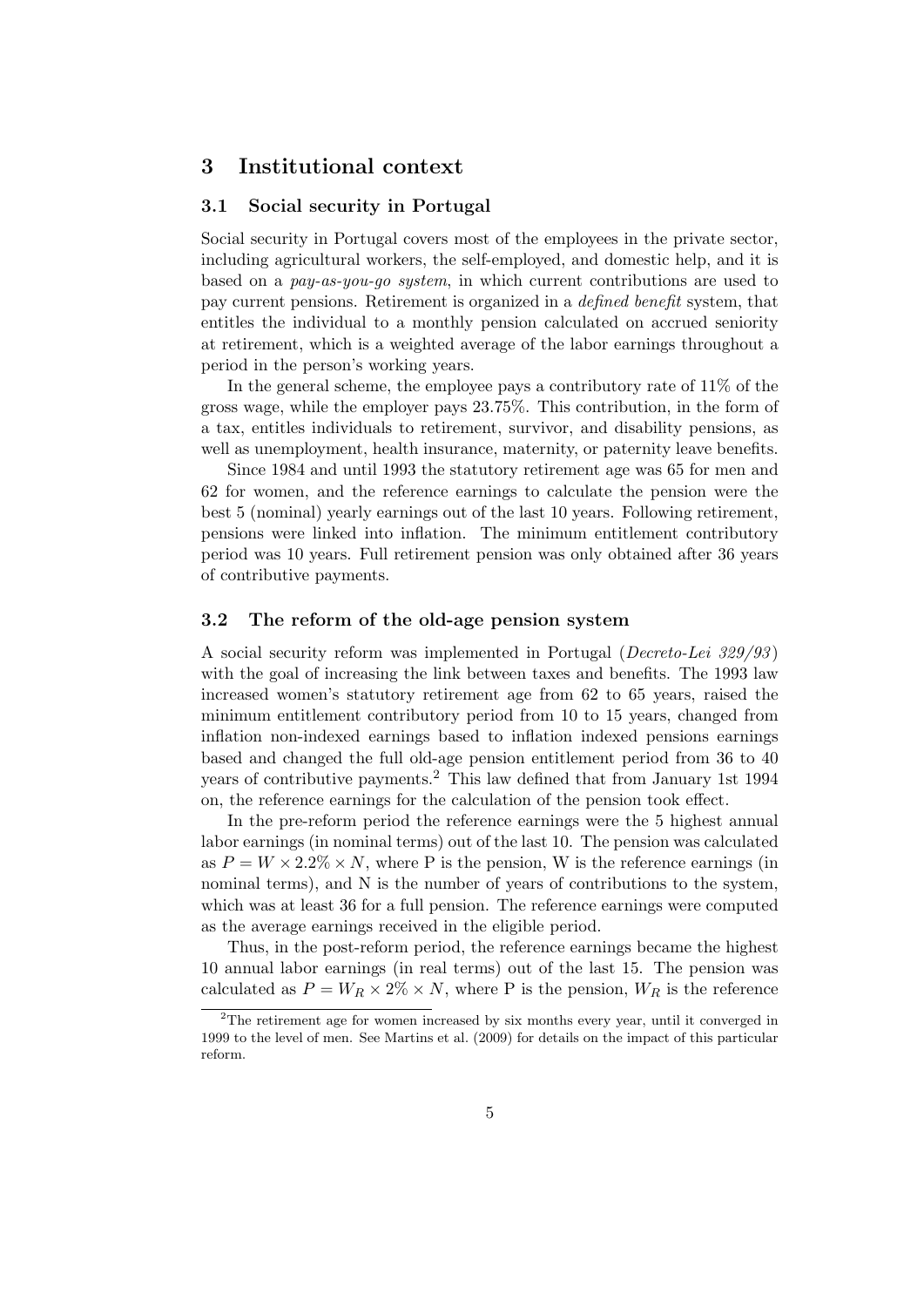## 3 Institutional context

### 3.1 Social security in Portugal

Social security in Portugal covers most of the employees in the private sector, including agricultural workers, the self-employed, and domestic help, and it is based on a *pay-as-you-go system*, in which current contributions are used to pay current pensions. Retirement is organized in a *defined benefit* system, that entitles the individual to a monthly pension calculated on accrued seniority at retirement, which is a weighted average of the labor earnings throughout a period in the person's working years.

In the general scheme, the employee pays a contributory rate of 11% of the gross wage, while the employer pays 23.75%. This contribution, in the form of a tax, entitles individuals to retirement, survivor, and disability pensions, as well as unemployment, health insurance, maternity, or paternity leave benefits.

Since 1984 and until 1993 the statutory retirement age was 65 for men and 62 for women, and the reference earnings to calculate the pension were the best 5 (nominal) yearly earnings out of the last 10 years. Following retirement, pensions were linked into inflation. The minimum entitlement contributory period was 10 years. Full retirement pension was only obtained after 36 years of contributive payments.

### 3.2 The reform of the old-age pension system

A social security reform was implemented in Portugal (*Decreto-Lei 329/93*) with the goal of increasing the link between taxes and benefits. The 1993 law increased women's statutory retirement age from 62 to 65 years, raised the minimum entitlement contributory period from 10 to 15 years, changed from inflation non-indexed earnings based to inflation indexed pensions earnings based and changed the full old-age pension entitlement period from 36 to 40 years of contributive payments.[2] This law defined that from January 1st 1994 on, the reference earnings for the calculation of the pension took effect.

In the pre-reform period the reference earnings were the 5 highest annual labor earnings (in nominal terms) out of the last 10. The pension was calculated as $P = W \times 2.2\% \times N$, where P is the pension, W is the reference earnings (in nominal terms), and N is the number of years of contributions to the system, which was at least 36 for a full pension. The reference earnings were computed as the average earnings received in the eligible period.

Thus, in the post-reform period, the reference earnings became the highest 10 annual labor earnings (in real terms) out of the last 15. The pension was calculated as $P = W_R \times 2\% \times N$, where P is the pension, $W_R$ is the reference

[2] The retirement age for women increased by six months every year, until it converged in 1999 to the level of men. See Martins et al. (2009) for details on the impact of this particular reform.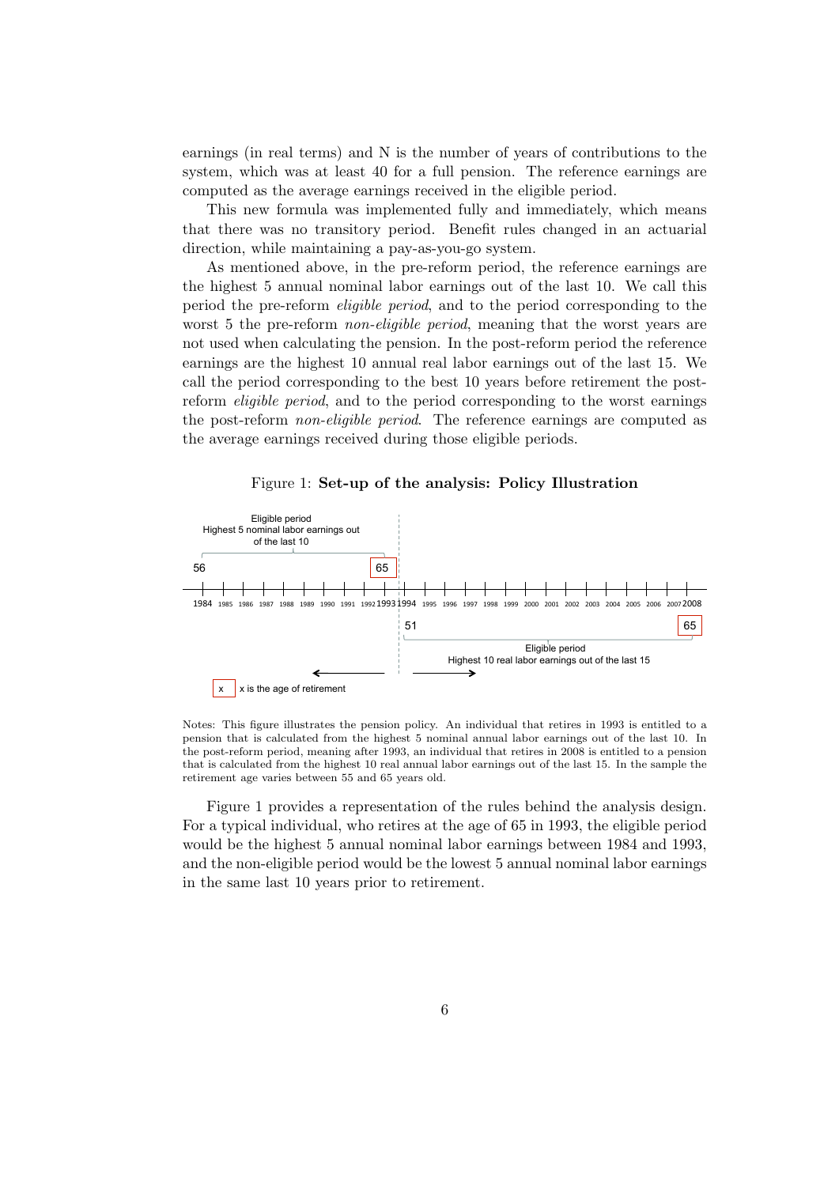earnings (in real terms) and N is the number of years of contributions to the system, which was at least 40 for a full pension. The reference earnings are computed as the average earnings received in the eligible period.

This new formula was implemented fully and immediately, which means that there was no transitory period. Benefit rules changed in an actuarial direction, while maintaining a pay-as-you-go system.

As mentioned above, in the pre-reform period, the reference earnings are the highest 5 annual nominal labor earnings out of the last 10. We call this period the pre-reform *eligible period*, and to the period corresponding to the worst 5 the pre-reform *non-eligible period*, meaning that the worst years are not used when calculating the pension. In the post-reform period the reference earnings are the highest 10 annual real labor earnings out of the last 15. We call the period corresponding to the best 10 years before retirement the post-reform *eligible period*, and to the period corresponding to the worst earnings the post-reform *non-eligible period*. The reference earnings are computed as the average earnings received during those eligible periods.

Figure 1: **Set-up of the analysis: Policy Illustration**

Eligible period
Highest 5 nominal labor earnings out of the last 10

56 | 65

1984 1985 1986 1987 1988 1989 1990 1991 1992 1993 1994 1995 1996 1997 1998 1999 2000 2001 2002 2003 2004 2005 2006 2007 2008

51 | 65

Eligible period
Highest 10 real labor earnings out of the last 15

x is the age of retirement

Notes: This figure illustrates the pension policy. An individual that retires in 1993 is entitled to a pension that is calculated from the highest 5 nominal annual labor earnings out of the last 10. In the post-reform period, meaning after 1993, an individual that retires in 2008 is entitled to a pension that is calculated from the highest 10 real annual labor earnings out of the last 15. In the sample the retirement age varies between 55 and 65 years old.

Figure 1 provides a representation of the rules behind the analysis design. For a typical individual, who retires at the age of 65 in 1993, the eligible period would be the highest 5 annual nominal labor earnings between 1984 and 1993, and the non-eligible period would be the lowest 5 annual nominal labor earnings in the same last 10 years prior to retirement.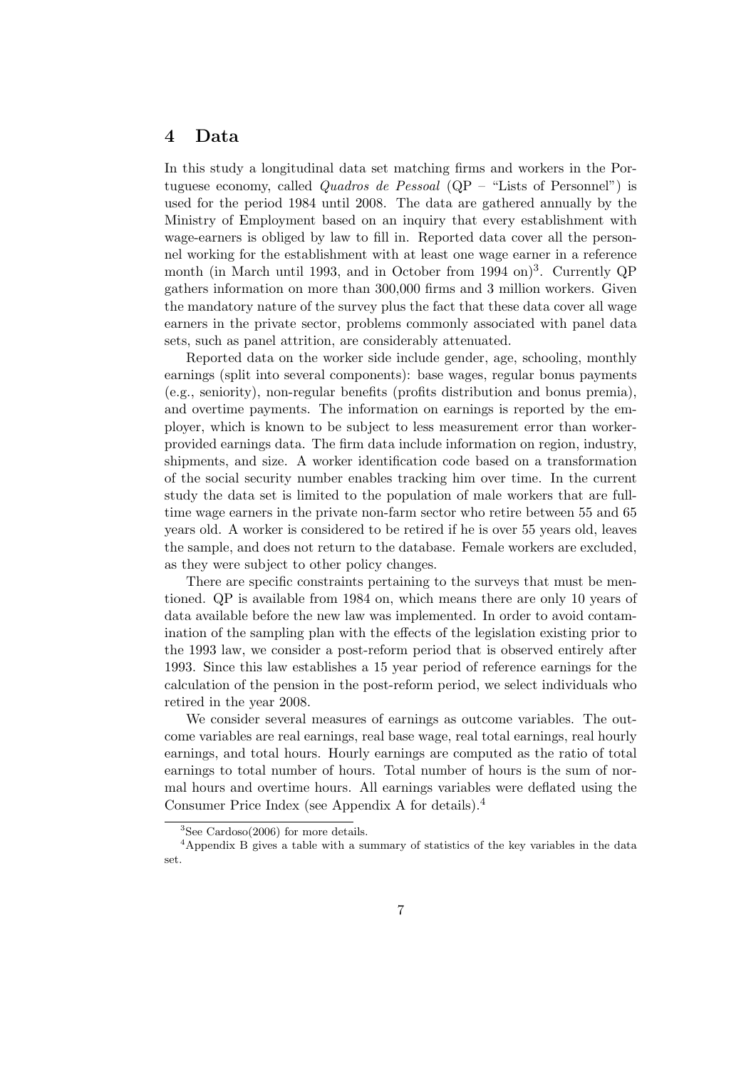## 4 Data

In this study a longitudinal data set matching firms and workers in the Portuguese economy, called *Quadros de Pessoal* (QP – "Lists of Personnel") is used for the period 1984 until 2008. The data are gathered annually by the Ministry of Employment based on an inquiry that every establishment with wage-earners is obliged by law to fill in. Reported data cover all the personnel working for the establishment with at least one wage earner in a reference month (in March until 1993, and in October from 1994 on)[3]. Currently QP gathers information on more than 300,000 firms and 3 million workers. Given the mandatory nature of the survey plus the fact that these data cover all wage earners in the private sector, problems commonly associated with panel data sets, such as panel attrition, are considerably attenuated.

Reported data on the worker side include gender, age, schooling, monthly earnings (split into several components): base wages, regular bonus payments (e.g., seniority), non-regular benefits (profits distribution and bonus premia), and overtime payments. The information on earnings is reported by the employer, which is known to be subject to less measurement error than worker-provided earnings data. The firm data include information on region, industry, shipments, and size. A worker identification code based on a transformation of the social security number enables tracking him over time. In the current study the data set is limited to the population of male workers that are full-time wage earners in the private non-farm sector who retire between 55 and 65 years old. A worker is considered to be retired if he is over 55 years old, leaves the sample, and does not return to the database. Female workers are excluded, as they were subject to other policy changes.

There are specific constraints pertaining to the surveys that must be mentioned. QP is available from 1984 on, which means there are only 10 years of data available before the new law was implemented. In order to avoid contamination of the sampling plan with the effects of the legislation existing prior to the 1993 law, we consider a post-reform period that is observed entirely after 1993. Since this law establishes a 15 year period of reference earnings for the calculation of the pension in the post-reform period, we select individuals who retired in the year 2008.

We consider several measures of earnings as outcome variables. The outcome variables are real earnings, real base wage, real total earnings, real hourly earnings, and total hours. Hourly earnings are computed as the ratio of total earnings to total number of hours. Total number of hours is the sum of normal hours and overtime hours. All earnings variables were deflated using the Consumer Price Index (see Appendix A for details).[4]

[3] See Cardoso(2006) for more details.

[4] Appendix B gives a table with a summary of statistics of the key variables in the data set.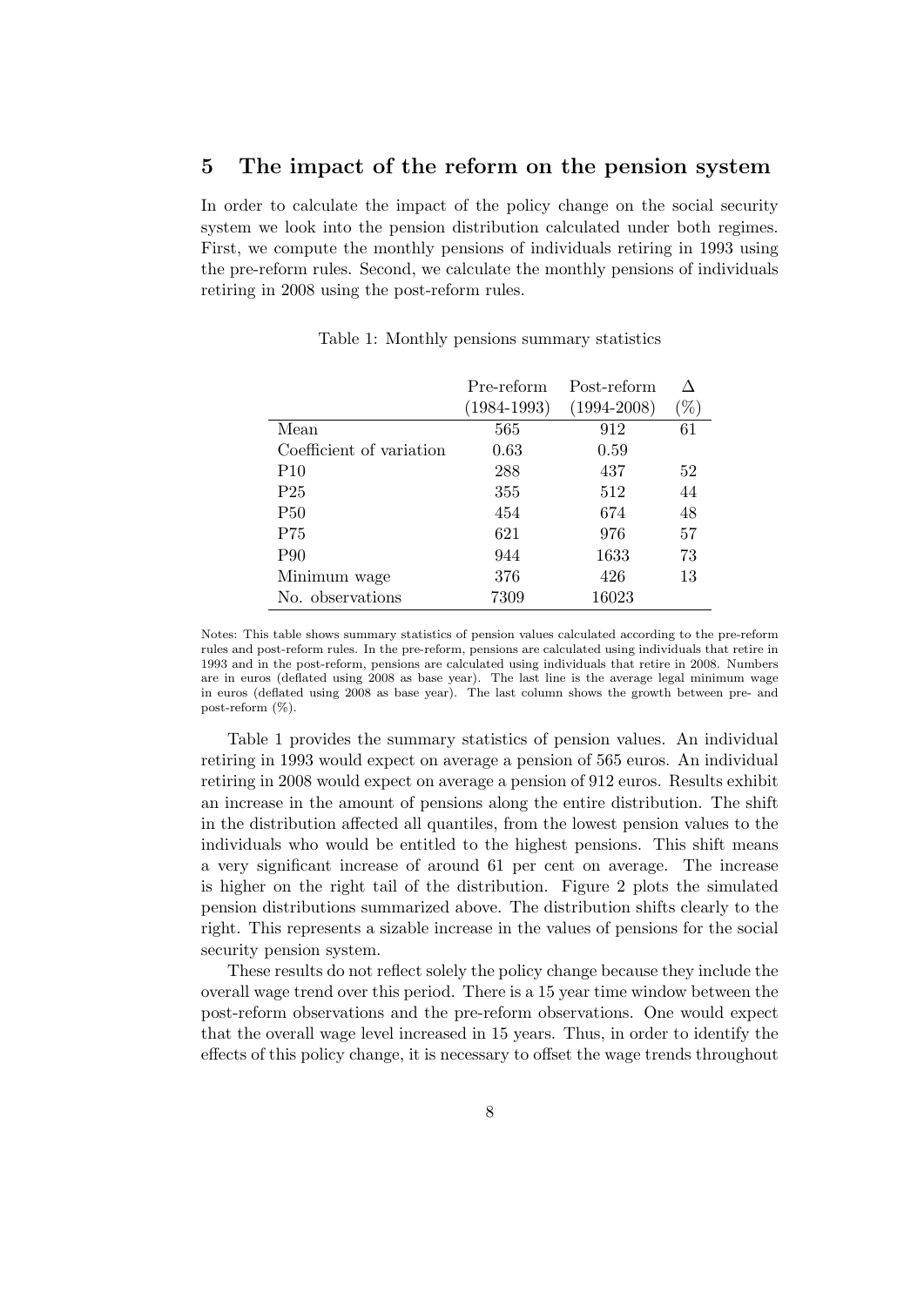## 5 The impact of the reform on the pension system

In order to calculate the impact of the policy change on the social security system we look into the pension distribution calculated under both regimes. First, we compute the monthly pensions of individuals retiring in 1993 using the pre-reform rules. Second, we calculate the monthly pensions of individuals retiring in 2008 using the post-reform rules.

Table 1: Monthly pensions summary statistics

| | Pre-reform (1984-1993) | Post-reform (1994-2008) | Δ (%) |
|---|---|---|---|
| Mean | 565 | 912 | 61 |
| Coefficient of variation | 0.63 | 0.59 | |
| P10 | 288 | 437 | 52 |
| P25 | 355 | 512 | 44 |
| P50 | 454 | 674 | 48 |
| P75 | 621 | 976 | 57 |
| P90 | 944 | 1633 | 73 |
| Minimum wage | 376 | 426 | 13 |
| No. observations | 7309 | 16023 | |

Notes: This table shows summary statistics of pension values calculated according to the pre-reform rules and post-reform rules. In the pre-reform, pensions are calculated using individuals that retire in 1993 and in the post-reform, pensions are calculated using individuals that retire in 2008. Numbers are in euros (deflated using 2008 as base year). The last line is the average legal minimum wage in euros (deflated using 2008 as base year). The last column shows the growth between pre- and post-reform (%).

Table 1 provides the summary statistics of pension values. An individual retiring in 1993 would expect on average a pension of 565 euros. An individual retiring in 2008 would expect on average a pension of 912 euros. Results exhibit an increase in the amount of pensions along the entire distribution. The shift in the distribution affected all quantiles, from the lowest pension values to the individuals who would be entitled to the highest pensions. This shift means a very significant increase of around 61 per cent on average. The increase is higher on the right tail of the distribution. Figure 2 plots the simulated pension distributions summarized above. The distribution shifts clearly to the right. This represents a sizable increase in the values of pensions for the social security pension system.

These results do not reflect solely the policy change because they include the overall wage trend over this period. There is a 15 year time window between the post-reform observations and the pre-reform observations. One would expect that the overall wage level increased in 15 years. Thus, in order to identify the effects of this policy change, it is necessary to offset the wage trends throughout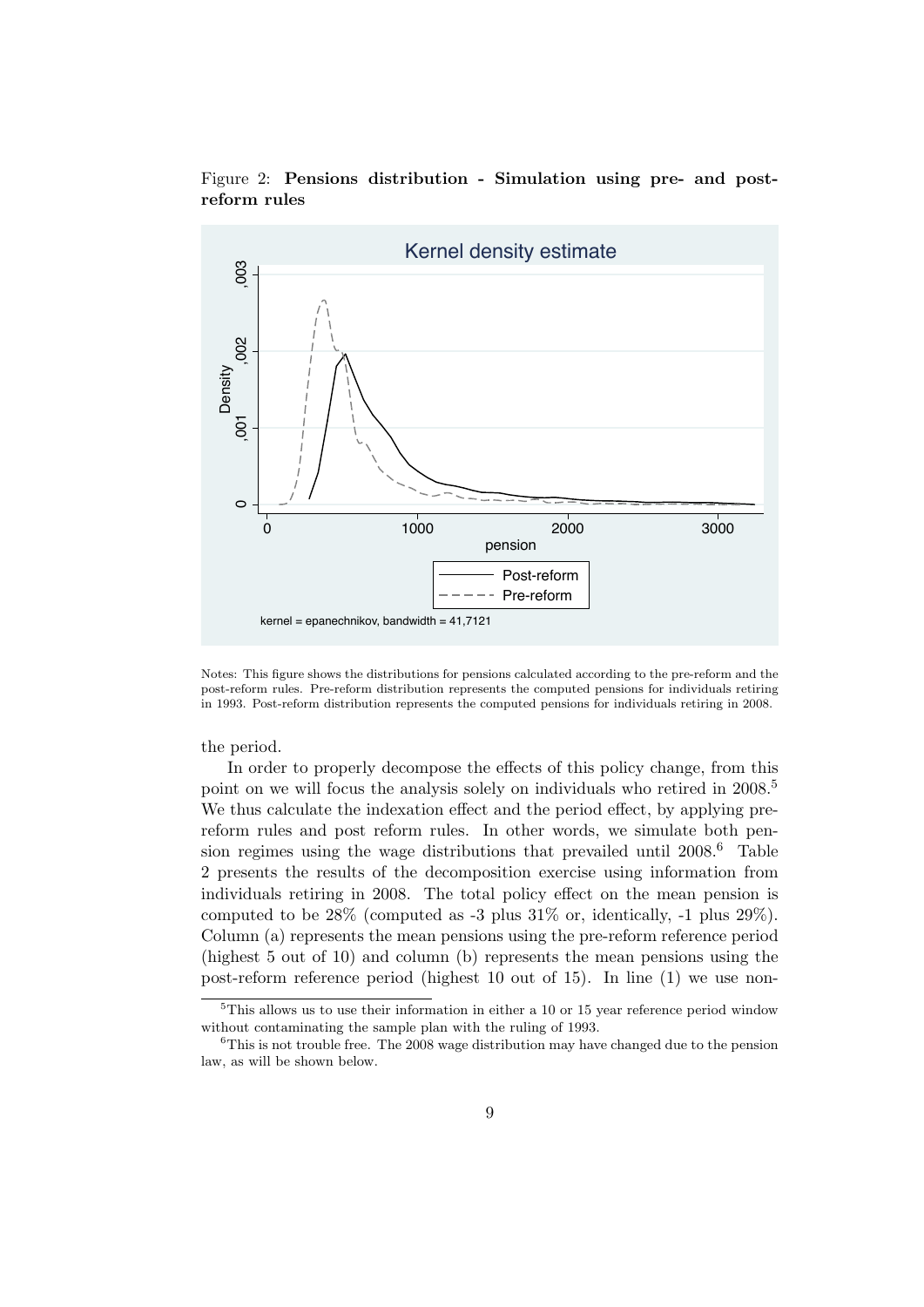Figure 2: **Pensions distribution - Simulation using pre- and post-reform rules**

Notes: This figure shows the distributions for pensions calculated according to the pre-reform and the post-reform rules. Pre-reform distribution represents the computed pensions for individuals retiring in 1993. Post-reform distribution represents the computed pensions for individuals retiring in 2008.

the period.

In order to properly decompose the effects of this policy change, from this point on we will focus the analysis solely on individuals who retired in 2008.[5] We thus calculate the indexation effect and the period effect, by applying pre-reform rules and post reform rules. In other words, we simulate both pension regimes using the wage distributions that prevailed until 2008.[6] Table 2 presents the results of the decomposition exercise using information from individuals retiring in 2008. The total policy effect on the mean pension is computed to be 28% (computed as -3 plus 31% or, identically, -1 plus 29%). Column (a) represents the mean pensions using the pre-reform reference period (highest 5 out of 10) and column (b) represents the mean pensions using the post-reform reference period (highest 10 out of 15). In line (1) we use non-

[5]This allows us to use their information in either a 10 or 15 year reference period window without contaminating the sample plan with the ruling of 1993.

[6]This is not trouble free. The 2008 wage distribution may have changed due to the pension law, as will be shown below.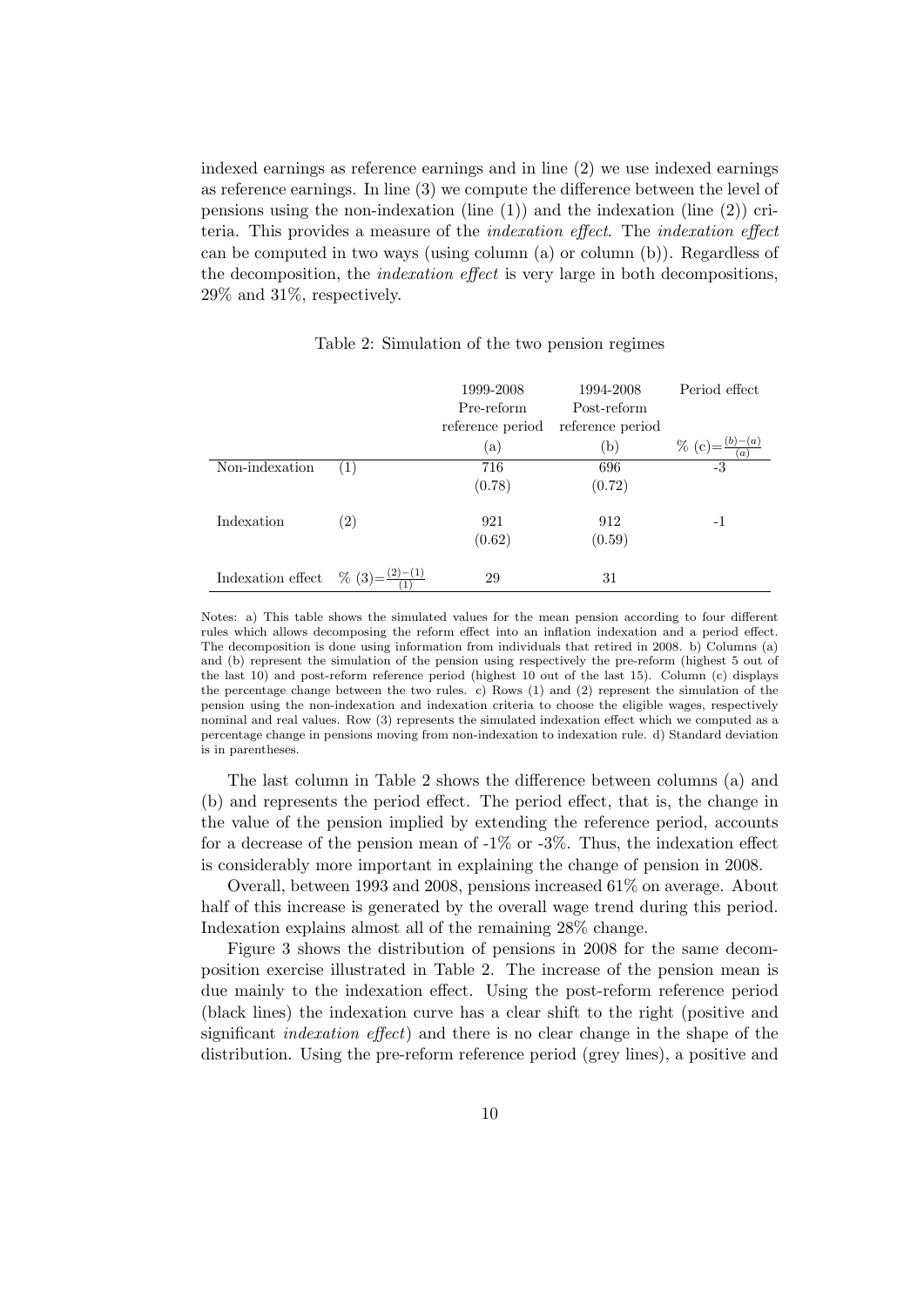indexed earnings as reference earnings and in line (2) we use indexed earnings as reference earnings. In line (3) we compute the difference between the level of pensions using the non-indexation (line (1)) and the indexation (line (2)) criteria. This provides a measure of the *indexation effect*. The *indexation effect* can be computed in two ways (using column (a) or column (b)). Regardless of the decomposition, the *indexation effect* is very large in both decompositions, 29% and 31%, respectively.

Table 2: Simulation of the two pension regimes

| | | 1999-2008 Pre-reform reference period | 1994-2008 Post-reform reference period | Period effect |
|---|---|---|---|---|
| | | (a) | (b) | % (c)=$\frac{(b)-(a)}{(a)}$ |
| Non-indexation | (1) | 716 | 696 | -3 |
| | | (0.78) | (0.72) | |
| Indexation | (2) | 921 | 912 | -1 |
| | | (0.62) | (0.59) | |
| Indexation effect | % (3)=$\frac{(2)-(1)}{(1)}$ | 29 | 31 | |

Notes: a) This table shows the simulated values for the mean pension according to four different rules which allows decomposing the reform effect into an inflation indexation and a period effect. The decomposition is done using information from individuals that retired in 2008. b) Columns (a) and (b) represent the simulation of the pension using respectively the pre-reform (highest 5 out of the last 10) and post-reform reference period (highest 10 out of the last 15). Column (c) displays the percentage change between the two rules. c) Rows (1) and (2) represent the simulation of the pension using the non-indexation and indexation criteria to choose the eligible wages, respectively nominal and real values. Row (3) represents the simulated indexation effect which we computed as a percentage change in pensions moving from non-indexation to indexation rule. d) Standard deviation is in parentheses.

The last column in Table 2 shows the difference between columns (a) and (b) and represents the period effect. The period effect, that is, the change in the value of the pension implied by extending the reference period, accounts for a decrease of the pension mean of -1% or -3%. Thus, the indexation effect is considerably more important in explaining the change of pension in 2008.

Overall, between 1993 and 2008, pensions increased 61% on average. About half of this increase is generated by the overall wage trend during this period. Indexation explains almost all of the remaining 28% change.

Figure 3 shows the distribution of pensions in 2008 for the same decomposition exercise illustrated in Table 2. The increase of the pension mean is due mainly to the indexation effect. Using the post-reform reference period (black lines) the indexation curve has a clear shift to the right (positive and significant *indexation effect*) and there is no clear change in the shape of the distribution. Using the pre-reform reference period (grey lines), a positive and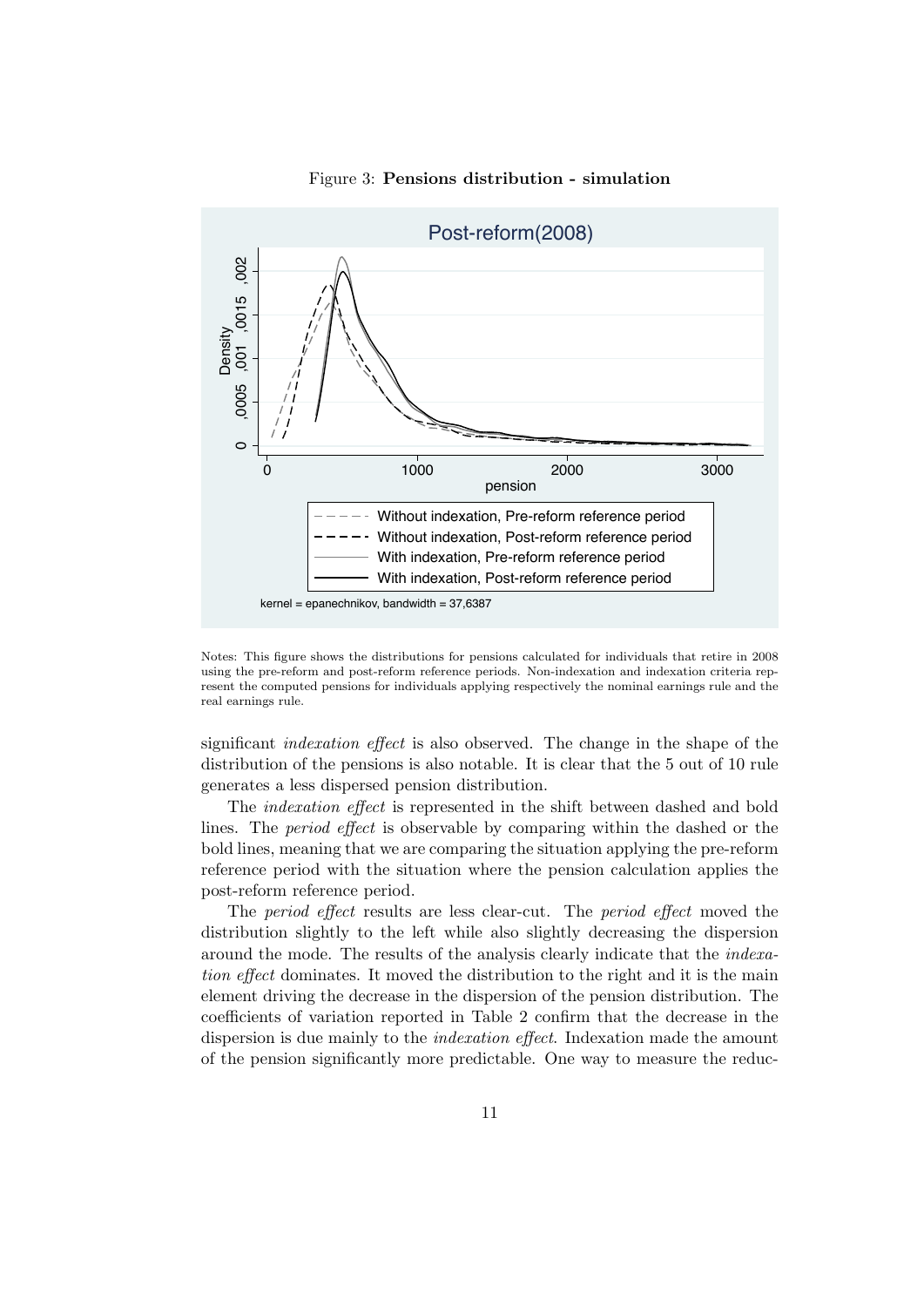Figure 3: **Pensions distribution - simulation**

Notes: This figure shows the distributions for pensions calculated for individuals that retire in 2008 using the pre-reform and post-reform reference periods. Non-indexation and indexation criteria represent the computed pensions for individuals applying respectively the nominal earnings rule and the real earnings rule.

significant *indexation effect* is also observed. The change in the shape of the distribution of the pensions is also notable. It is clear that the 5 out of 10 rule generates a less dispersed pension distribution.

The *indexation effect* is represented in the shift between dashed and bold lines. The *period effect* is observable by comparing within the dashed or the bold lines, meaning that we are comparing the situation applying the pre-reform reference period with the situation where the pension calculation applies the post-reform reference period.

The *period effect* results are less clear-cut. The *period effect* moved the distribution slightly to the left while also slightly decreasing the dispersion around the mode. The results of the analysis clearly indicate that the *indexation effect* dominates. It moved the distribution to the right and it is the main element driving the decrease in the dispersion of the pension distribution. The coefficients of variation reported in Table 2 confirm that the decrease in the dispersion is due mainly to the *indexation effect*. Indexation made the amount of the pension significantly more predictable. One way to measure the reduc-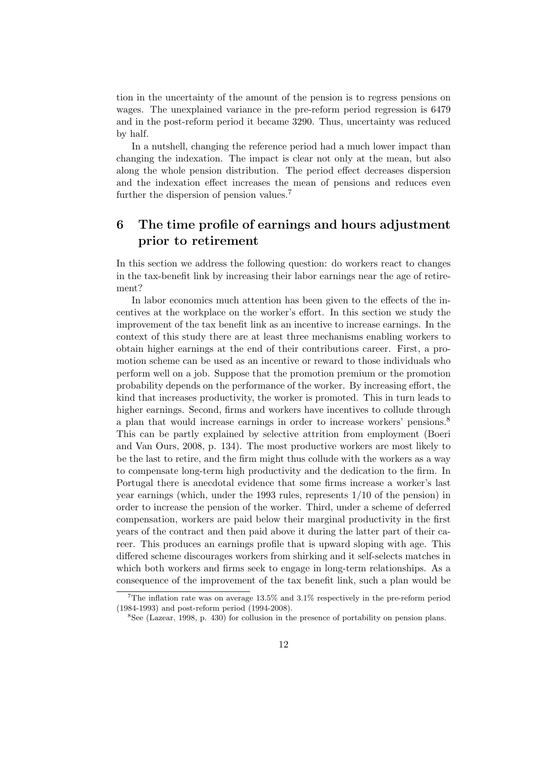tion in the uncertainty of the amount of the pension is to regress pensions on wages. The unexplained variance in the pre-reform period regression is 6479 and in the post-reform period it became 3290. Thus, uncertainty was reduced by half.

In a nutshell, changing the reference period had a much lower impact than changing the indexation. The impact is clear not only at the mean, but also along the whole pension distribution. The period effect decreases dispersion and the indexation effect increases the mean of pensions and reduces even further the dispersion of pension values.[7]

## 6 The time profile of earnings and hours adjustment prior to retirement

In this section we address the following question: do workers react to changes in the tax-benefit link by increasing their labor earnings near the age of retirement?

In labor economics much attention has been given to the effects of the incentives at the workplace on the worker's effort. In this section we study the improvement of the tax benefit link as an incentive to increase earnings. In the context of this study there are at least three mechanisms enabling workers to obtain higher earnings at the end of their contributions career. First, a promotion scheme can be used as an incentive or reward to those individuals who perform well on a job. Suppose that the promotion premium or the promotion probability depends on the performance of the worker. By increasing effort, the kind that increases productivity, the worker is promoted. This in turn leads to higher earnings. Second, firms and workers have incentives to collude through a plan that would increase earnings in order to increase workers' pensions.[8] This can be partly explained by selective attrition from employment (Boeri and Van Ours, 2008, p. 134). The most productive workers are most likely to be the last to retire, and the firm might thus collude with the workers as a way to compensate long-term high productivity and the dedication to the firm. In Portugal there is anecdotal evidence that some firms increase a worker's last year earnings (which, under the 1993 rules, represents 1/10 of the pension) in order to increase the pension of the worker. Third, under a scheme of deferred compensation, workers are paid below their marginal productivity in the first years of the contract and then paid above it during the latter part of their career. This produces an earnings profile that is upward sloping with age. This differed scheme discourages workers from shirking and it self-selects matches in which both workers and firms seek to engage in long-term relationships. As a consequence of the improvement of the tax benefit link, such a plan would be

[7] The inflation rate was on average 13.5% and 3.1% respectively in the pre-reform period (1984-1993) and post-reform period (1994-2008).

[8] See (Lazear, 1998, p. 430) for collusion in the presence of portability on pension plans.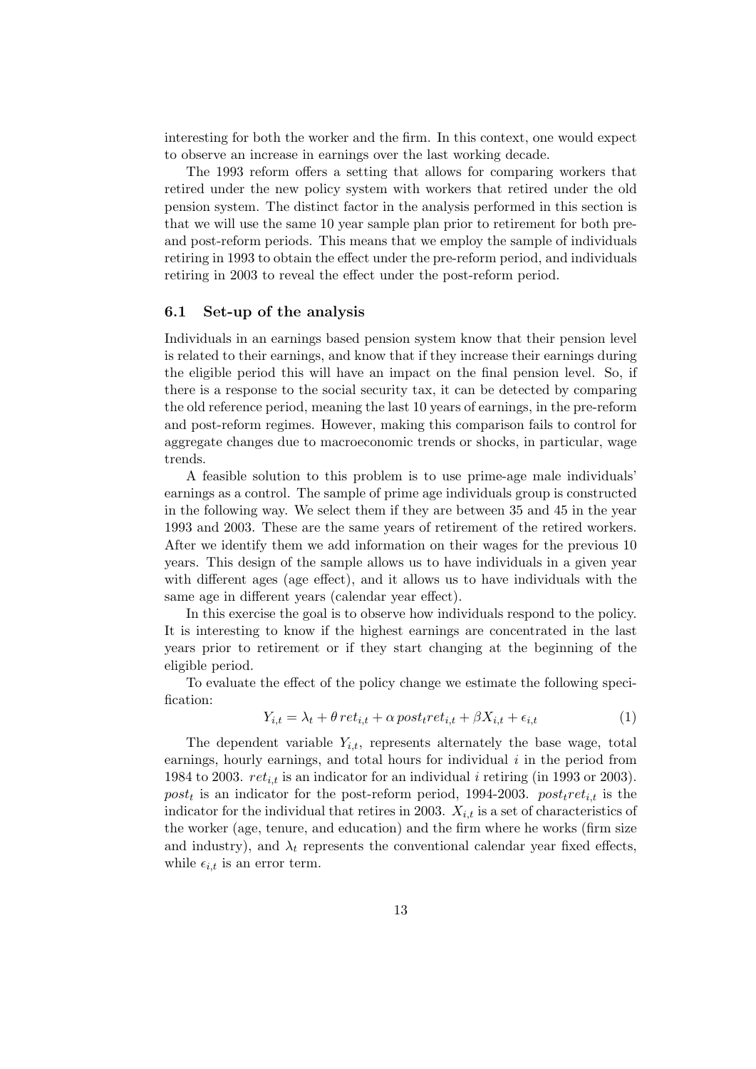interesting for both the worker and the firm. In this context, one would expect to observe an increase in earnings over the last working decade.

The 1993 reform offers a setting that allows for comparing workers that retired under the new policy system with workers that retired under the old pension system. The distinct factor in the analysis performed in this section is that we will use the same 10 year sample plan prior to retirement for both pre- and post-reform periods. This means that we employ the sample of individuals retiring in 1993 to obtain the effect under the pre-reform period, and individuals retiring in 2003 to reveal the effect under the post-reform period.

### 6.1 Set-up of the analysis

Individuals in an earnings based pension system know that their pension level is related to their earnings, and know that if they increase their earnings during the eligible period this will have an impact on the final pension level. So, if there is a response to the social security tax, it can be detected by comparing the old reference period, meaning the last 10 years of earnings, in the pre-reform and post-reform regimes. However, making this comparison fails to control for aggregate changes due to macroeconomic trends or shocks, in particular, wage trends.

A feasible solution to this problem is to use prime-age male individuals' earnings as a control. The sample of prime age individuals group is constructed in the following way. We select them if they are between 35 and 45 in the year 1993 and 2003. These are the same years of retirement of the retired workers. After we identify them we add information on their wages for the previous 10 years. This design of the sample allows us to have individuals in a given year with different ages (age effect), and it allows us to have individuals with the same age in different years (calendar year effect).

In this exercise the goal is to observe how individuals respond to the policy. It is interesting to know if the highest earnings are concentrated in the last years prior to retirement or if they start changing at the beginning of the eligible period.

To evaluate the effect of the policy change we estimate the following specification:

$$Y_{i,t} = \lambda_t + \theta\, ret_{i,t} + \alpha\, post_t ret_{i,t} + \beta X_{i,t} + \epsilon_{i,t} \tag{1}$$

The dependent variable $Y_{i,t}$, represents alternately the base wage, total earnings, hourly earnings, and total hours for individual $i$ in the period from 1984 to 2003. $ret_{i,t}$ is an indicator for an individual $i$ retiring (in 1993 or 2003). $post_t$ is an indicator for the post-reform period, 1994-2003. $post_t ret_{i,t}$ is the indicator for the individual that retires in 2003. $X_{i,t}$ is a set of characteristics of the worker (age, tenure, and education) and the firm where he works (firm size and industry), and $\lambda_t$ represents the conventional calendar year fixed effects, while $\epsilon_{i,t}$ is an error term.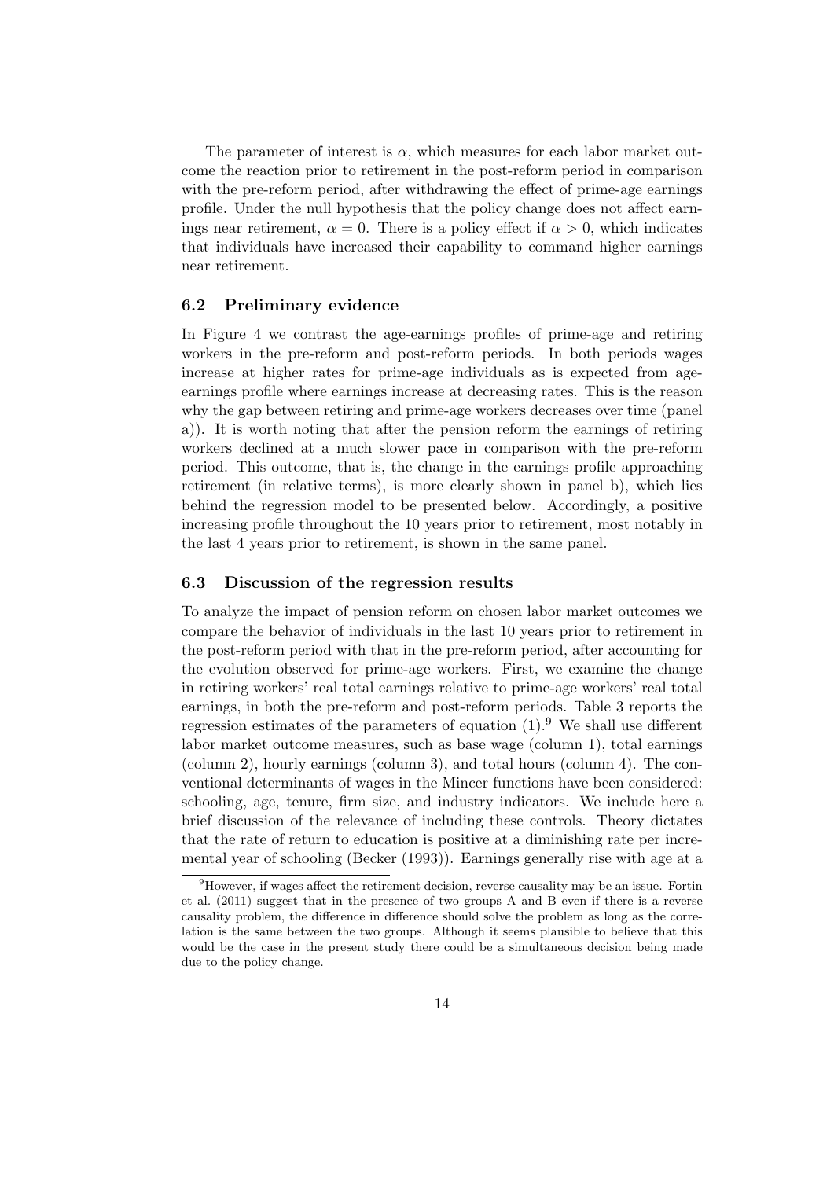The parameter of interest is $\alpha$, which measures for each labor market outcome the reaction prior to retirement in the post-reform period in comparison with the pre-reform period, after withdrawing the effect of prime-age earnings profile. Under the null hypothesis that the policy change does not affect earnings near retirement, $\alpha = 0$. There is a policy effect if $\alpha > 0$, which indicates that individuals have increased their capability to command higher earnings near retirement.

### 6.2 Preliminary evidence

In Figure 4 we contrast the age-earnings profiles of prime-age and retiring workers in the pre-reform and post-reform periods. In both periods wages increase at higher rates for prime-age individuals as is expected from age-earnings profile where earnings increase at decreasing rates. This is the reason why the gap between retiring and prime-age workers decreases over time (panel a)). It is worth noting that after the pension reform the earnings of retiring workers declined at a much slower pace in comparison with the pre-reform period. This outcome, that is, the change in the earnings profile approaching retirement (in relative terms), is more clearly shown in panel b), which lies behind the regression model to be presented below. Accordingly, a positive increasing profile throughout the 10 years prior to retirement, most notably in the last 4 years prior to retirement, is shown in the same panel.

### 6.3 Discussion of the regression results

To analyze the impact of pension reform on chosen labor market outcomes we compare the behavior of individuals in the last 10 years prior to retirement in the post-reform period with that in the pre-reform period, after accounting for the evolution observed for prime-age workers. First, we examine the change in retiring workers' real total earnings relative to prime-age workers' real total earnings, in both the pre-reform and post-reform periods. Table 3 reports the regression estimates of the parameters of equation (1).[9] We shall use different labor market outcome measures, such as base wage (column 1), total earnings (column 2), hourly earnings (column 3), and total hours (column 4). The conventional determinants of wages in the Mincer functions have been considered: schooling, age, tenure, firm size, and industry indicators. We include here a brief discussion of the relevance of including these controls. Theory dictates that the rate of return to education is positive at a diminishing rate per incremental year of schooling (Becker (1993)). Earnings generally rise with age at a

[9] However, if wages affect the retirement decision, reverse causality may be an issue. Fortin et al. (2011) suggest that in the presence of two groups A and B even if there is a reverse causality problem, the difference in difference should solve the problem as long as the correlation is the same between the two groups. Although it seems plausible to believe that this would be the case in the present study there could be a simultaneous decision being made due to the policy change.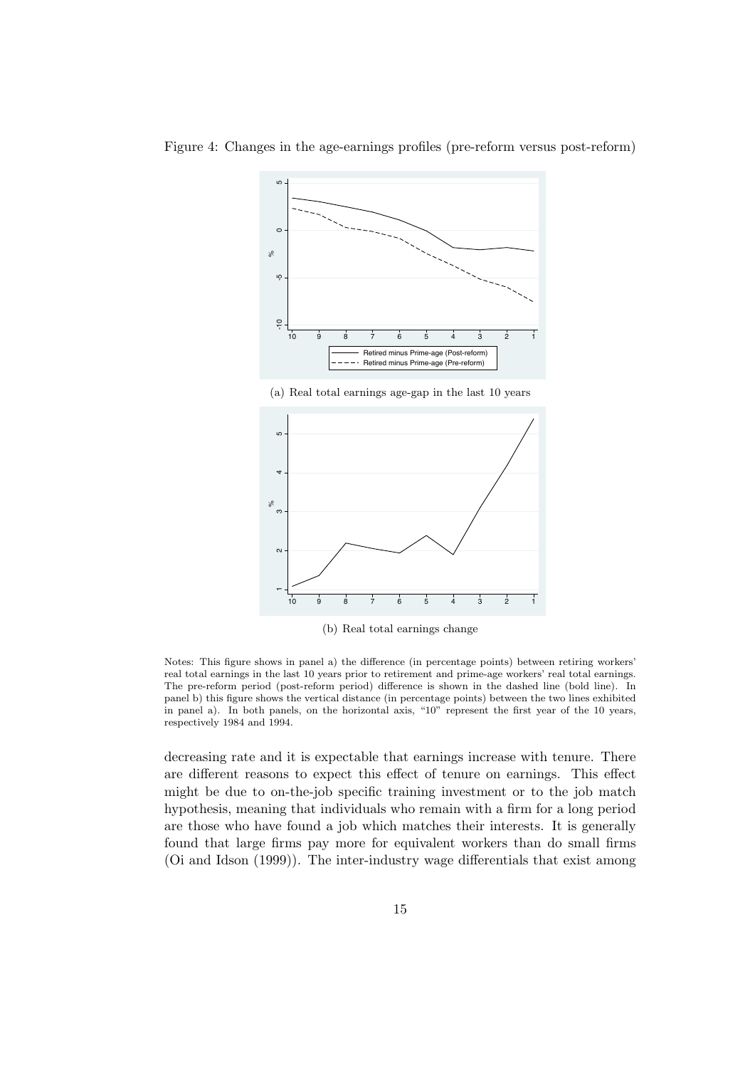Figure 4: Changes in the age-earnings profiles (pre-reform versus post-reform)

(a) Real total earnings age-gap in the last 10 years

(b) Real total earnings change

Notes: This figure shows in panel a) the difference (in percentage points) between retiring workers' real total earnings in the last 10 years prior to retirement and prime-age workers' real total earnings. The pre-reform period (post-reform period) difference is shown in the dashed line (bold line). In panel b) this figure shows the vertical distance (in percentage points) between the two lines exhibited in panel a). In both panels, on the horizontal axis, "10" represent the first year of the 10 years, respectively 1984 and 1994.

decreasing rate and it is expectable that earnings increase with tenure. There are different reasons to expect this effect of tenure on earnings. This effect might be due to on-the-job specific training investment or to the job match hypothesis, meaning that individuals who remain with a firm for a long period are those who have found a job which matches their interests. It is generally found that large firms pay more for equivalent workers than do small firms (Oi and Idson (1999)). The inter-industry wage differentials that exist among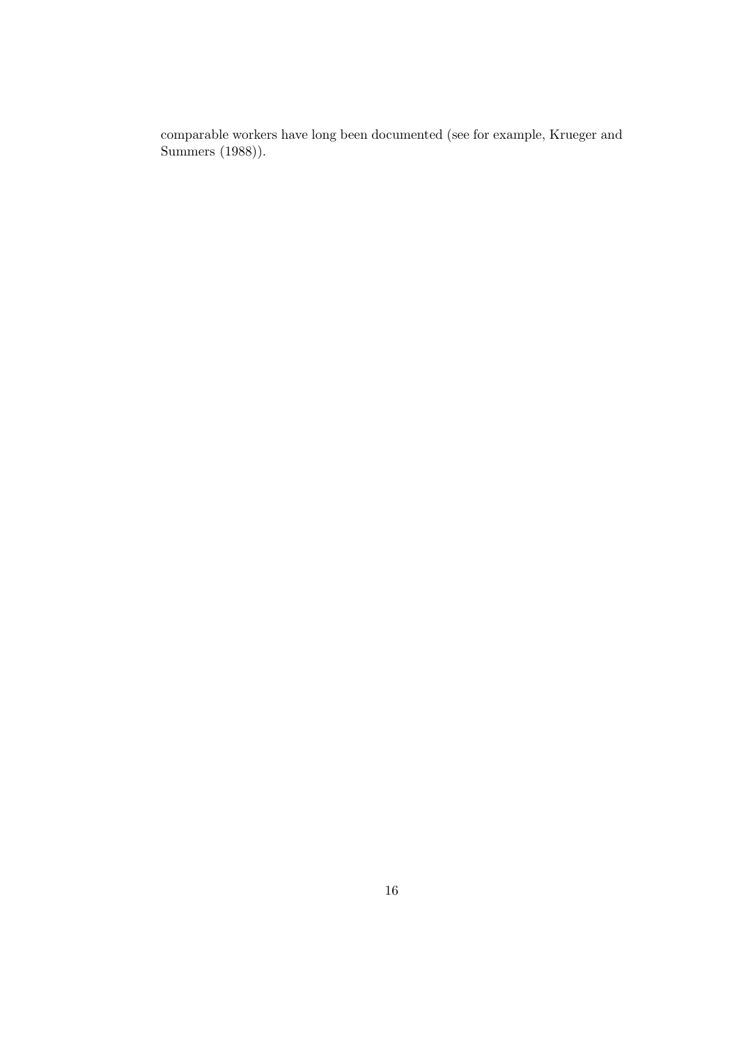comparable workers have long been documented (see for example, Krueger and Summers (1988)).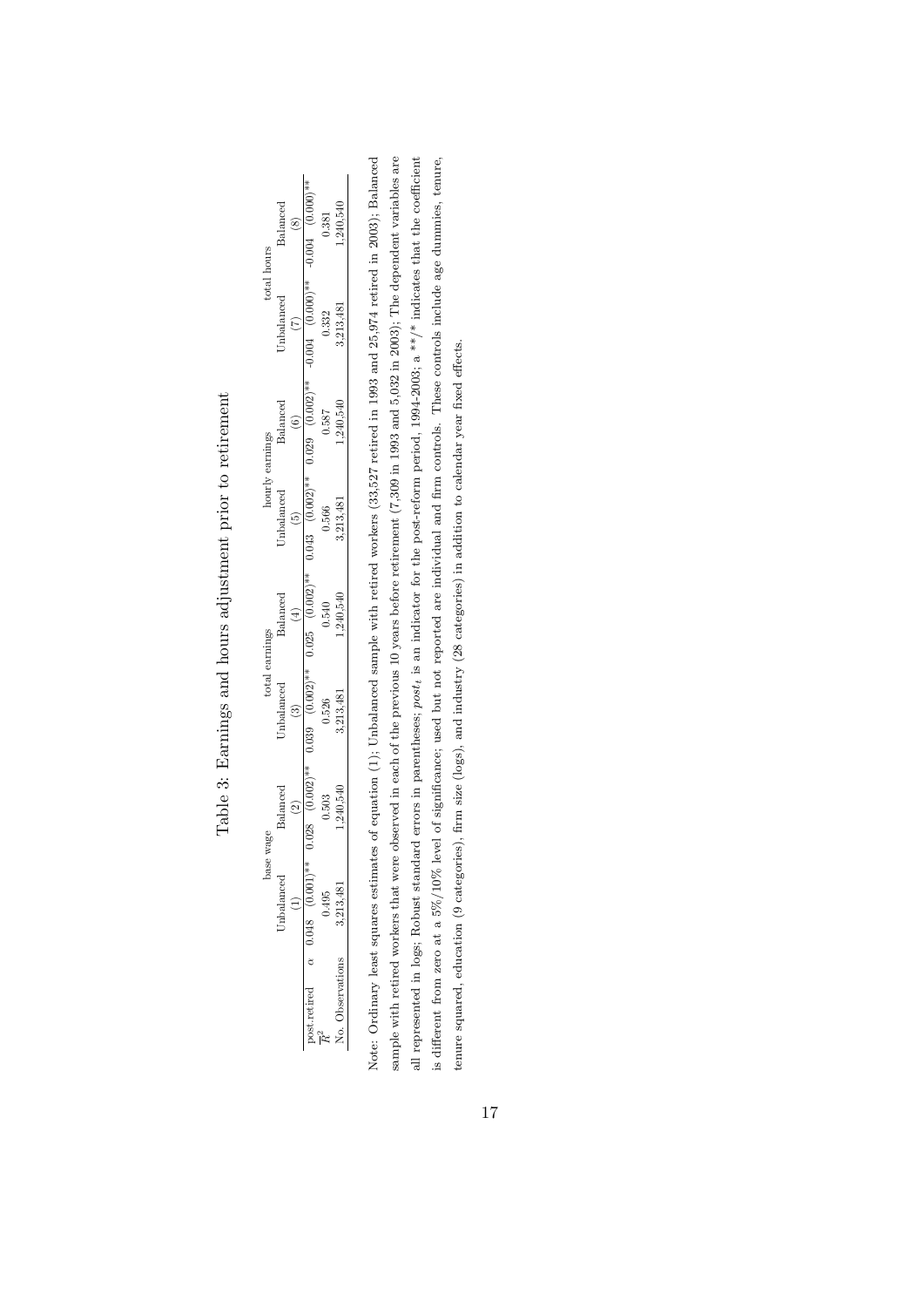# Table 3: Earnings and hours adjustment prior to retirement

| | | base wage | | total earnings | | hourly earnings | | total hours | |
|---|---|---|---|---|---|---|---|---|---|
| | | Unbalanced | Balanced | Unbalanced | Balanced | Unbalanced | Balanced | Unbalanced | Balanced |
| | | (1) | (2) | (3) | (4) | (5) | (6) | (7) | (8) |
| post.retired | $\alpha$ | 0.048 (0.001)** | 0.028 (0.002)** | 0.039 (0.002)** | 0.025 (0.002)** | 0.043 (0.002)** | 0.029 (0.002)** | -0.004 (0.000)** | -0.004 (0.000)** |
| $\overline{R}^2$ | | 0.495 | 0.503 | 0.526 | 0.540 | 0.566 | 0.587 | 0.332 | 0.381 |
| No. Observations | | 3,213,481 | 1,240,540 | 3,213,481 | 1,240,540 | 3,213,481 | 1,240,540 | 3,213,481 | 1,240,540 |

Note: Ordinary least squares estimates of equation (1); Unbalanced sample with retired workers (33,527 retired in 1993 and 25,974 retired in 2003); Balanced sample with retired workers that were observed in each of the previous 10 years before retirement (7,309 in 1993 and 5,032 in 2003); The dependent variables are all represented in logs; Robust standard errors in parentheses; $post_t$ is an indicator for the post-reform period, 1994-2003; a **/* indicates that the coefficient is different from zero at a 5%/10% level of significance; used but not reported are individual and firm controls. These controls include age dummies, tenure, tenure squared, education (9 categories), firm size (logs), and industry (28 categories) in addition to calendar year fixed effects.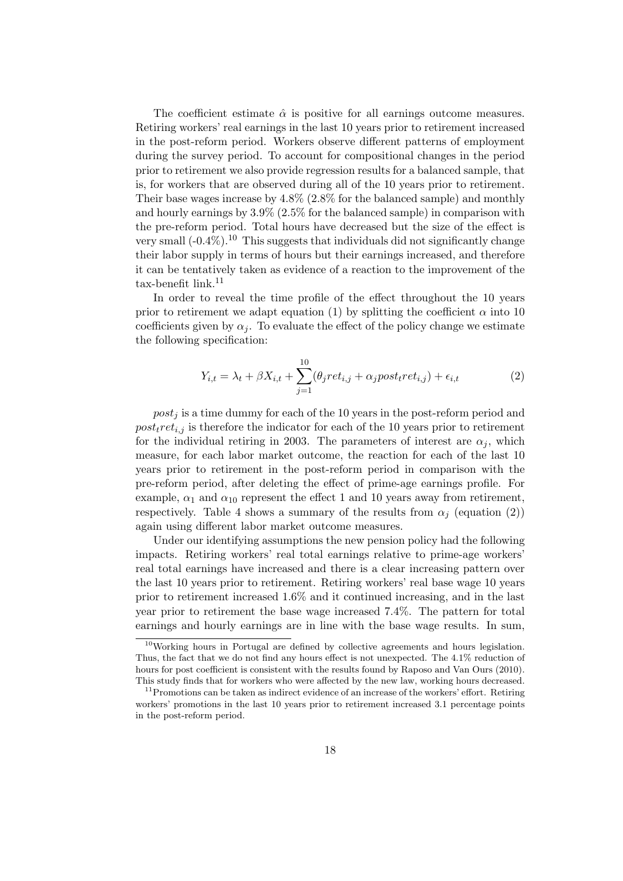The coefficient estimate $\hat{\alpha}$ is positive for all earnings outcome measures. Retiring workers' real earnings in the last 10 years prior to retirement increased in the post-reform period. Workers observe different patterns of employment during the survey period. To account for compositional changes in the period prior to retirement we also provide regression results for a balanced sample, that is, for workers that are observed during all of the 10 years prior to retirement. Their base wages increase by 4.8% (2.8% for the balanced sample) and monthly and hourly earnings by 3.9% (2.5% for the balanced sample) in comparison with the pre-reform period. Total hours have decreased but the size of the effect is very small (-0.4%).[10] This suggests that individuals did not significantly change their labor supply in terms of hours but their earnings increased, and therefore it can be tentatively taken as evidence of a reaction to the improvement of the tax-benefit link.[11]

In order to reveal the time profile of the effect throughout the 10 years prior to retirement we adapt equation (1) by splitting the coefficient $\alpha$ into 10 coefficients given by $\alpha_j$. To evaluate the effect of the policy change we estimate the following specification:

$$Y_{i,t} = \lambda_t + \beta X_{i,t} + \sum_{j=1}^{10} (\theta_j ret_{i,j} + \alpha_j post_t ret_{i,j}) + \epsilon_{i,t} \tag{2}$$

$post_j$ is a time dummy for each of the 10 years in the post-reform period and $post_t ret_{i,j}$ is therefore the indicator for each of the 10 years prior to retirement for the individual retiring in 2003. The parameters of interest are $\alpha_j$, which measure, for each labor market outcome, the reaction for each of the last 10 years prior to retirement in the post-reform period in comparison with the pre-reform period, after deleting the effect of prime-age earnings profile. For example, $\alpha_1$ and $\alpha_{10}$ represent the effect 1 and 10 years away from retirement, respectively. Table 4 shows a summary of the results from $\alpha_j$ (equation (2)) again using different labor market outcome measures.

Under our identifying assumptions the new pension policy had the following impacts. Retiring workers' real total earnings relative to prime-age workers' real total earnings have increased and there is a clear increasing pattern over the last 10 years prior to retirement. Retiring workers' real base wage 10 years prior to retirement increased 1.6% and it continued increasing, and in the last year prior to retirement the base wage increased 7.4%. The pattern for total earnings and hourly earnings are in line with the base wage results. In sum,

[10] Working hours in Portugal are defined by collective agreements and hours legislation. Thus, the fact that we do not find any hours effect is not unexpected. The 4.1% reduction of hours for post coefficient is consistent with the results found by Raposo and Van Ours (2010). This study finds that for workers who were affected by the new law, working hours decreased.

[11] Promotions can be taken as indirect evidence of an increase of the workers' effort. Retiring workers' promotions in the last 10 years prior to retirement increased 3.1 percentage points in the post-reform period.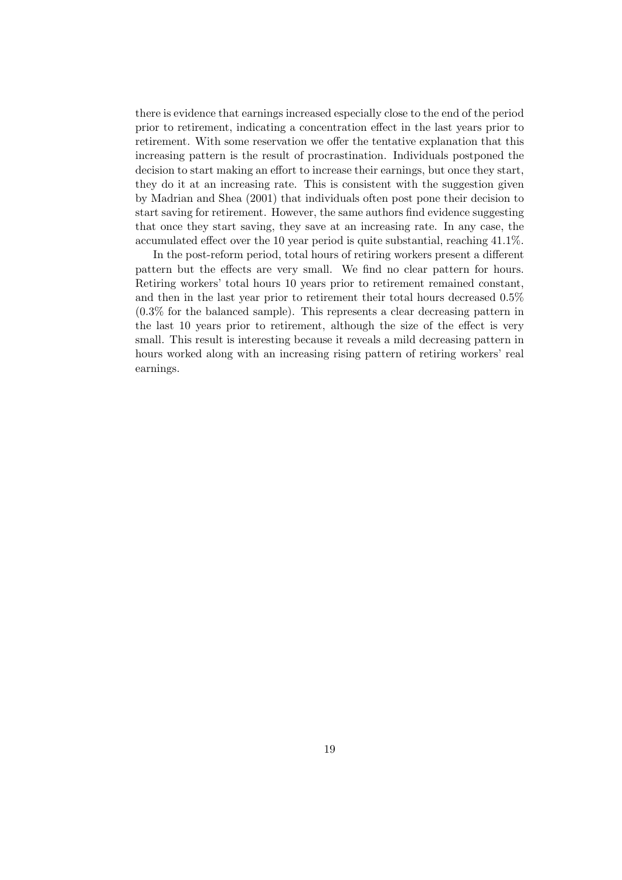there is evidence that earnings increased especially close to the end of the period prior to retirement, indicating a concentration effect in the last years prior to retirement. With some reservation we offer the tentative explanation that this increasing pattern is the result of procrastination. Individuals postponed the decision to start making an effort to increase their earnings, but once they start, they do it at an increasing rate. This is consistent with the suggestion given by Madrian and Shea (2001) that individuals often post pone their decision to start saving for retirement. However, the same authors find evidence suggesting that once they start saving, they save at an increasing rate. In any case, the accumulated effect over the 10 year period is quite substantial, reaching 41.1%.

In the post-reform period, total hours of retiring workers present a different pattern but the effects are very small. We find no clear pattern for hours. Retiring workers' total hours 10 years prior to retirement remained constant, and then in the last year prior to retirement their total hours decreased 0.5% (0.3% for the balanced sample). This represents a clear decreasing pattern in the last 10 years prior to retirement, although the size of the effect is very small. This result is interesting because it reveals a mild decreasing pattern in hours worked along with an increasing rising pattern of retiring workers' real earnings.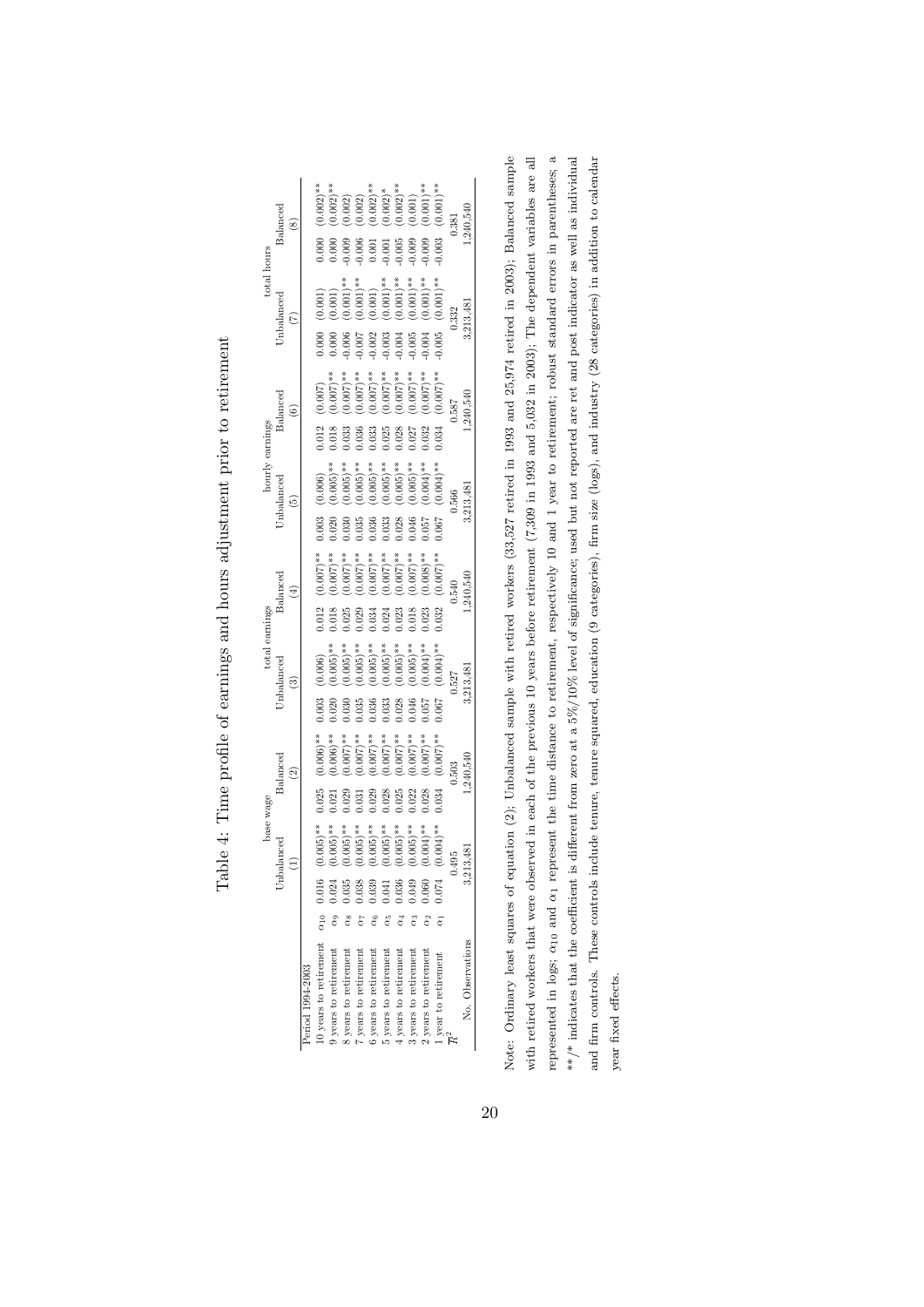# Table 4: Time profile of earnings and hours adjustment prior to retirement

| | | base wage | | | | total earnings | | | | hourly earnings | | | | total hours | | | |
|---|---|---|---|---|---|---|---|---|---|---|---|---|---|---|---|---|---|
| | | Unbalanced | | Balanced | | Unbalanced | | Balanced | | Unbalanced | | Balanced | | Unbalanced | | Balanced | |
| | | (1) | | (2) | | (3) | | (4) | | (5) | | (6) | | (7) | | (8) | |
| Period 1994-2003 | | | | | | | | | | | | | | | | | |
| 10 years to retirement | $\alpha_{10}$ | 0.016 | (0.005)** | 0.025 | (0.006)** | 0.003 | (0.006) | 0.012 | (0.007)** | 0.003 | (0.006) | 0.012 | (0.007) | 0.000 | (0.001) | 0.000 | (0.002)** |
| 9 years to retirement | $\alpha_9$ | 0.024 | (0.005)** | 0.021 | (0.006)** | 0.020 | (0.005)** | 0.018 | (0.007)** | 0.020 | (0.005)** | 0.018 | (0.007)** | 0.000 | (0.001) | 0.000 | (0.002)** |
| 8 years to retirement | $\alpha_8$ | 0.035 | (0.005)** | 0.029 | (0.007)** | 0.030 | (0.005)** | 0.025 | (0.007)** | 0.030 | (0.005)** | 0.033 | (0.007)** | -0.006 | (0.001)** | -0.009 | (0.002) |
| 7 years to retirement | $\alpha_7$ | 0.038 | (0.005)** | 0.031 | (0.007)** | 0.035 | (0.005)** | 0.029 | (0.007)** | 0.035 | (0.005)** | 0.036 | (0.007)** | -0.007 | (0.001)** | -0.006 | (0.002) |
| 6 years to retirement | $\alpha_6$ | 0.039 | (0.005)** | 0.029 | (0.007)** | 0.036 | (0.005)** | 0.034 | (0.007)** | 0.036 | (0.005)** | 0.033 | (0.007)** | -0.002 | (0.001) | 0.001 | (0.002)** |
| 5 years to retirement | $\alpha_5$ | 0.041 | (0.005)** | 0.028 | (0.007)** | 0.033 | (0.005)** | 0.024 | (0.007)** | 0.033 | (0.005)** | 0.025 | (0.007)** | -0.003 | (0.001)** | -0.001 | (0.002)* |
| 4 years to retirement | $\alpha_4$ | 0.036 | (0.005)** | 0.025 | (0.007)** | 0.028 | (0.005)** | 0.023 | (0.007)** | 0.028 | (0.005)** | 0.028 | (0.007)** | -0.004 | (0.001)** | -0.005 | (0.002)** |
| 3 years to retirement | $\alpha_3$ | 0.049 | (0.005)** | 0.022 | (0.007)** | 0.046 | (0.005)** | 0.018 | (0.007)** | 0.046 | (0.005)** | 0.027 | (0.007)** | -0.005 | (0.001)** | -0.009 | (0.001) |
| 2 years to retirement | $\alpha_2$ | 0.060 | (0.004)** | 0.028 | (0.007)** | 0.057 | (0.004)** | 0.023 | (0.008)** | 0.057 | (0.004)** | 0.032 | (0.007)** | -0.004 | (0.001)** | -0.009 | (0.001)** |
| 1 year to retirement | $\alpha_1$ | 0.074 | (0.004)** | 0.034 | (0.007)** | 0.067 | (0.004)** | 0.032 | (0.007)** | 0.067 | (0.004)** | 0.034 | (0.007)** | -0.005 | (0.001)** | -0.003 | (0.001)** |
| $\overline{R}^2$ | | 0.495 | | 0.503 | | 0.527 | | 0.540 | | 0.566 | | 0.587 | | 0.332 | | 0.381 | |
| No. Observations | | 3,213,481 | | 1,240,540 | | 3,213,481 | | 1,240,540 | | 3,213,481 | | 1,240,540 | | 3,213,481 | | 1,240,540 | |

Note: Ordinary least squares of equation (2); Unbalanced sample with retired workers (33,527 retired in 1993 and 25,974 retired in 2003); Balanced sample with retired workers that were observed in each of the previous 10 years before retirement (7,309 in 1993 and 5,032 in 2003). The dependent variables are all represented in logs; $\alpha_{10}$ and $\alpha_1$ represent the time distance to retirement, respectively 10 and 1 year to retirement; robust standard errors in parentheses; a **/* indicates that the coefficient is different from zero at a 5%/10% level of significance; used but not reported are ret and post indicator as well as individual and firm controls. These controls include tenure, tenure squared, education (9 categories), firm size (logs), and industry (28 categories) in addition to calendar year fixed effects.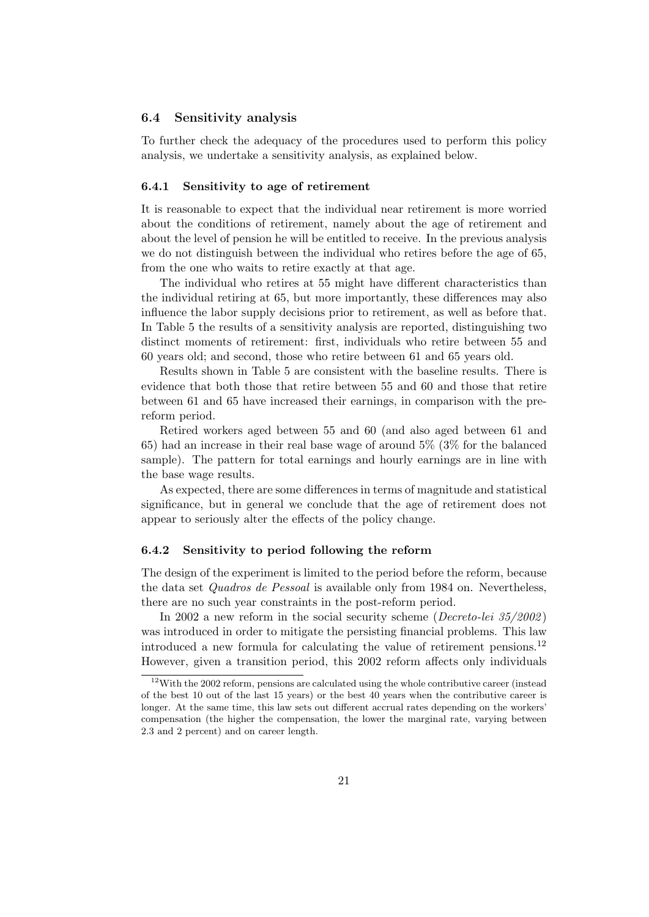### 6.4 Sensitivity analysis

To further check the adequacy of the procedures used to perform this policy analysis, we undertake a sensitivity analysis, as explained below.

#### 6.4.1 Sensitivity to age of retirement

It is reasonable to expect that the individual near retirement is more worried about the conditions of retirement, namely about the age of retirement and about the level of pension he will be entitled to receive. In the previous analysis we do not distinguish between the individual who retires before the age of 65, from the one who waits to retire exactly at that age.

The individual who retires at 55 might have different characteristics than the individual retiring at 65, but more importantly, these differences may also influence the labor supply decisions prior to retirement, as well as before that. In Table 5 the results of a sensitivity analysis are reported, distinguishing two distinct moments of retirement: first, individuals who retire between 55 and 60 years old; and second, those who retire between 61 and 65 years old.

Results shown in Table 5 are consistent with the baseline results. There is evidence that both those that retire between 55 and 60 and those that retire between 61 and 65 have increased their earnings, in comparison with the pre-reform period.

Retired workers aged between 55 and 60 (and also aged between 61 and 65) had an increase in their real base wage of around 5% (3% for the balanced sample). The pattern for total earnings and hourly earnings are in line with the base wage results.

As expected, there are some differences in terms of magnitude and statistical significance, but in general we conclude that the age of retirement does not appear to seriously alter the effects of the policy change.

#### 6.4.2 Sensitivity to period following the reform

The design of the experiment is limited to the period before the reform, because the data set *Quadros de Pessoal* is available only from 1984 on. Nevertheless, there are no such year constraints in the post-reform period.

In 2002 a new reform in the social security scheme (*Decreto-lei 35/2002*) was introduced in order to mitigate the persisting financial problems. This law introduced a new formula for calculating the value of retirement pensions.[12] However, given a transition period, this 2002 reform affects only individuals

[12] With the 2002 reform, pensions are calculated using the whole contributive career (instead of the best 10 out of the last 15 years) or the best 40 years when the contributive career is longer. At the same time, this law sets out different accrual rates depending on the workers' compensation (the higher the compensation, the lower the marginal rate, varying between 2.3 and 2 percent) and on career length.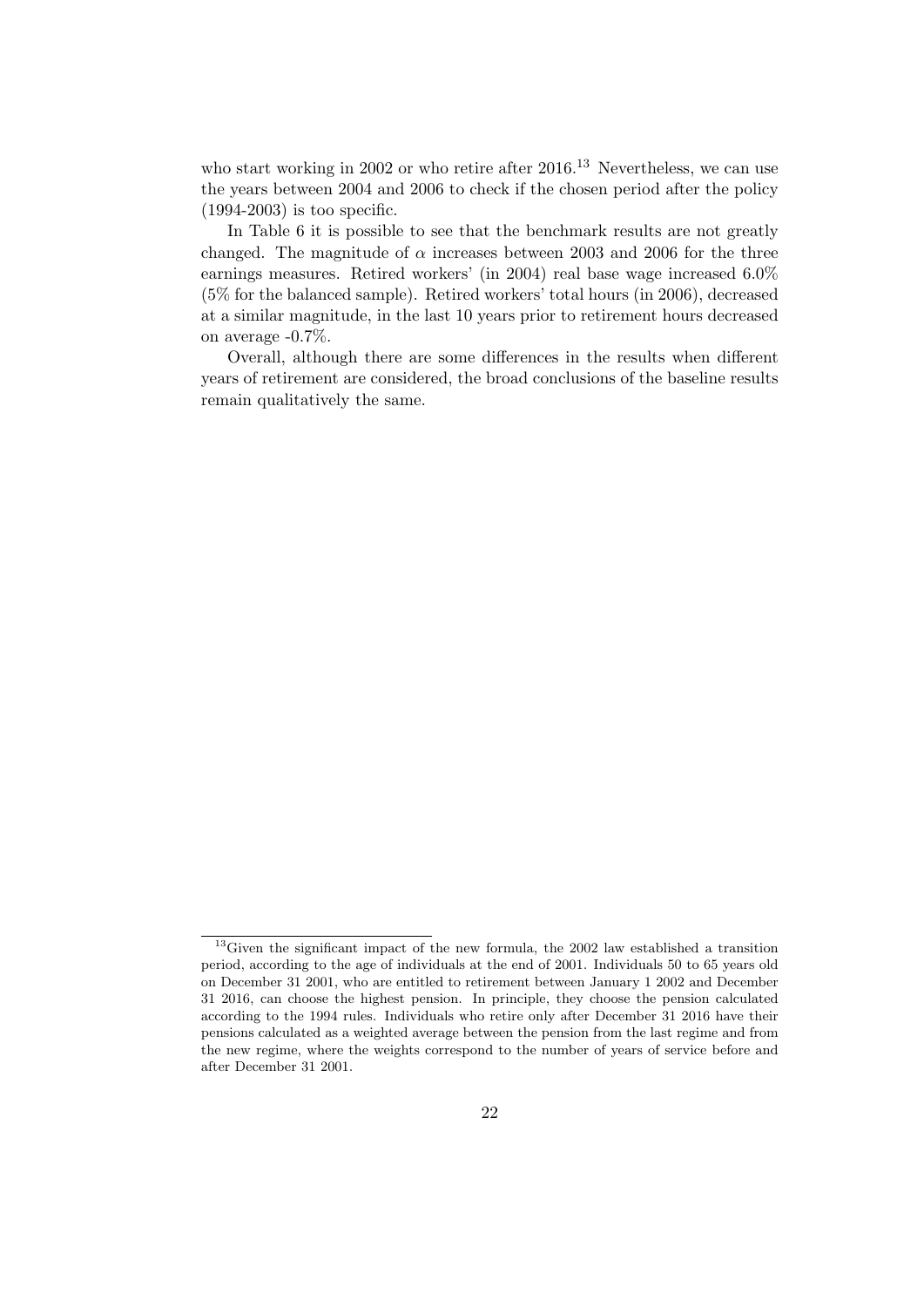who start working in 2002 or who retire after 2016.[13] Nevertheless, we can use the years between 2004 and 2006 to check if the chosen period after the policy (1994-2003) is too specific.

In Table 6 it is possible to see that the benchmark results are not greatly changed. The magnitude of $\alpha$ increases between 2003 and 2006 for the three earnings measures. Retired workers' (in 2004) real base wage increased 6.0% (5% for the balanced sample). Retired workers' total hours (in 2006), decreased at a similar magnitude, in the last 10 years prior to retirement hours decreased on average -0.7%.

Overall, although there are some differences in the results when different years of retirement are considered, the broad conclusions of the baseline results remain qualitatively the same.

[13] Given the significant impact of the new formula, the 2002 law established a transition period, according to the age of individuals at the end of 2001. Individuals 50 to 65 years old on December 31 2001, who are entitled to retirement between January 1 2002 and December 31 2016, can choose the highest pension. In principle, they choose the pension calculated according to the 1994 rules. Individuals who retire only after December 31 2016 have their pensions calculated as a weighted average between the pension from the last regime and from the new regime, where the weights correspond to the number of years of service before and after December 31 2001.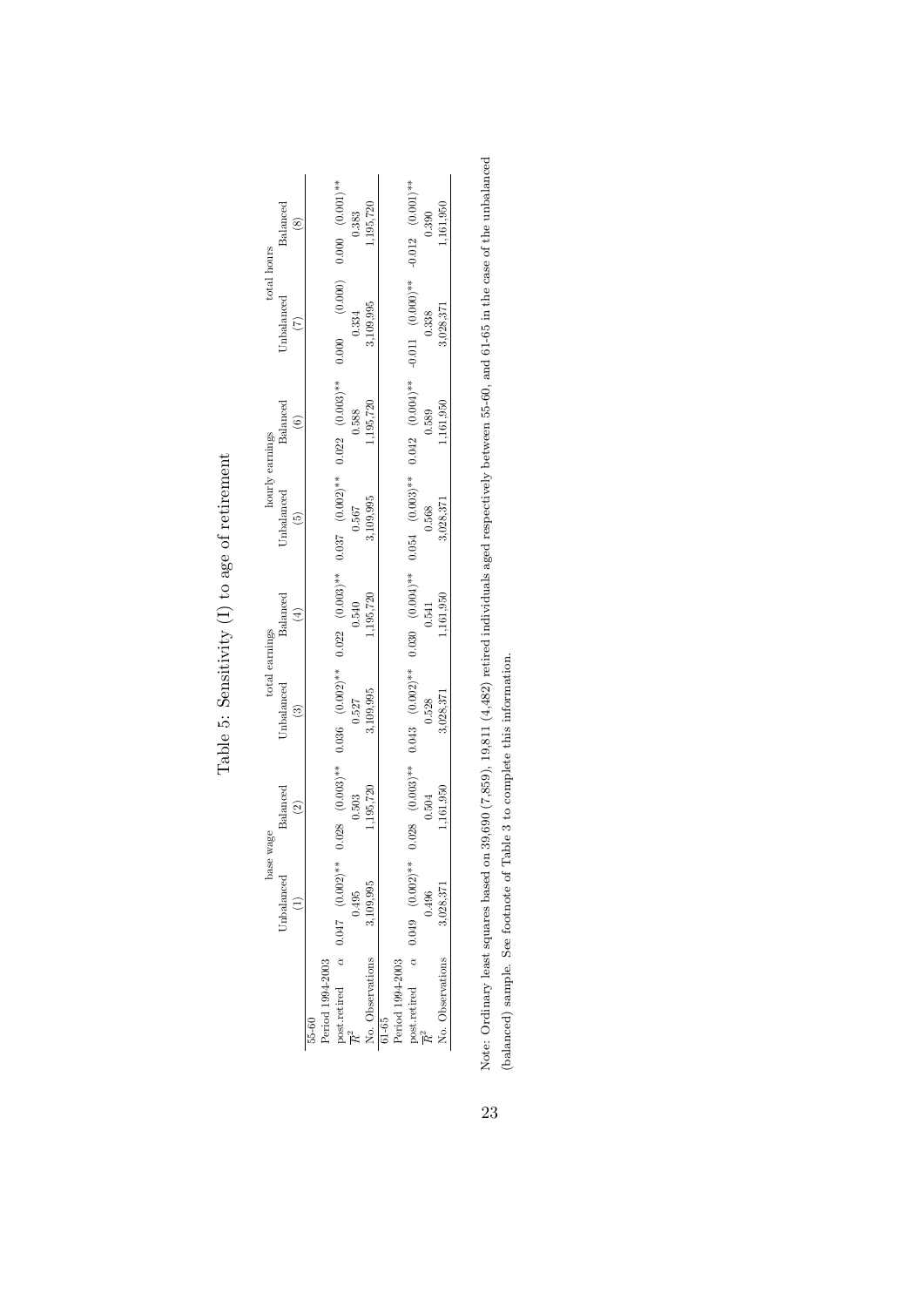# Table 5: Sensitivity (I) to age of retirement

| | base wage | | total earnings | | hourly earnings | | total hours | |
|---|---|---|---|---|---|---|---|---|
| | Unbalanced | Balanced | Unbalanced | Balanced | Unbalanced | Balanced | Unbalanced | Balanced |
| | (1) | (2) | (3) | (4) | (5) | (6) | (7) | (8) |
| 55-60 | | | | | | | | |
| Period 1994-2003 | | | | | | | | |
| post.retired $\alpha$ | 0.047 (0.002)** | 0.028 (0.003)** | 0.036 (0.002)** | 0.022 (0.003)** | 0.037 (0.002)** | 0.022 (0.003)** | 0.000 (0.000) | 0.000 (0.001)** |
| $\overline{R}^2$ | 0.495 | 0.503 | 0.527 | 0.540 | 0.567 | 0.588 | 0.334 | 0.383 |
| No. Observations | 3,109,995 | 1,195,720 | 3,109,995 | 1,195,720 | 3,109,995 | 1,195,720 | 3,109,995 | 1,195,720 |
| 61-65 | | | | | | | | |
| Period 1994-2003 | | | | | | | | |
| post.retired $\alpha$ | 0.049 (0.002)** | 0.028 (0.003)** | 0.043 (0.002)** | 0.030 (0.004)** | 0.054 (0.003)** | 0.042 (0.004)** | -0.011 (0.000)** | -0.012 (0.001)** |
| $\overline{R}^2$ | 0.496 | 0.504 | 0.528 | 0.541 | 0.568 | 0.589 | 0.338 | 0.390 |
| No. Observations | 3,028,371 | 1,161,950 | 3,028,371 | 1,161,950 | 3,028,371 | 1,161,950 | 3,028,371 | 1,161,950 |

Note: Ordinary least squares based on 39,690 (7,859), 19,811 (4,482) retired individuals aged respectively between 55-60, and 61-65 in the case of the unbalanced (balanced) sample. See footnote of Table 3 to complete this information.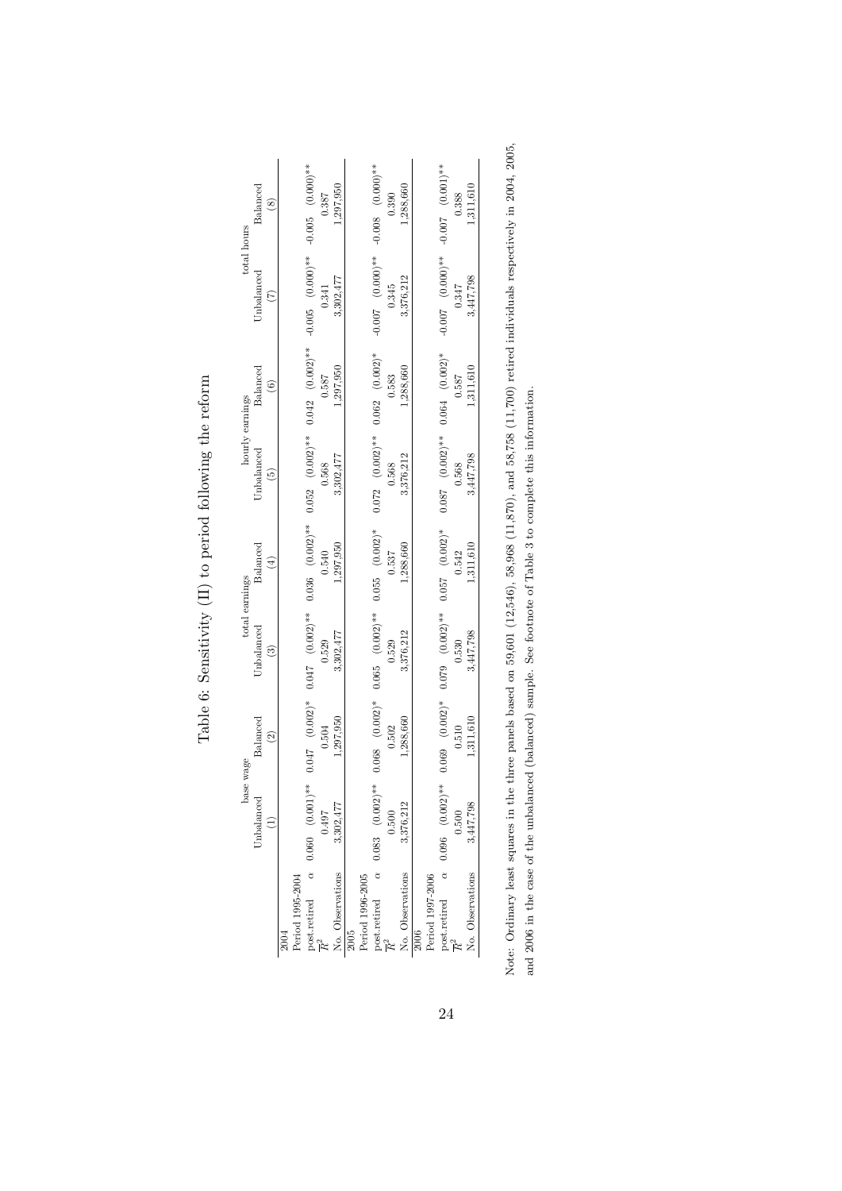# Table 6: Sensitivity (II) to period following the reform

| | base wage | | total earnings | | hourly earnings | | total hours | |
|---|---|---|---|---|---|---|---|---|
| | Unbalanced | Balanced | Unbalanced | Balanced | Unbalanced | Balanced | Unbalanced | Balanced |
| | (1) | (2) | (3) | (4) | (5) | (6) | (7) | (8) |
| **2004** | | | | | | | | |
| Period 1995-2004 | | | | | | | | |
| post.retired $\alpha$ | 0.060 (0.001)** | 0.047 (0.002)* | 0.047 (0.002)** | 0.036 (0.002)** | 0.052 (0.002)** | 0.042 (0.002)** | -0.005 (0.000)** | -0.005 (0.000)** |
| $\overline{R}^2$ | 0.497 | 0.504 | 0.529 | 0.540 | 0.568 | 0.587 | 0.341 | 0.387 |
| No. Observations | 3,302,477 | 1,297,950 | 3,302,477 | 1,297,950 | 3,302,477 | 1,297,950 | 3,302,477 | 1,297,950 |
| **2005** | | | | | | | | |
| Period 1996-2005 | | | | | | | | |
| post.retired $\alpha$ | 0.083 (0.002)** | 0.068 (0.002)* | 0.065 (0.002)** | 0.055 (0.002)* | 0.072 (0.002)** | 0.062 (0.002)* | -0.007 (0.000)** | -0.008 (0.000)** |
| $\overline{R}^2$ | 0.500 | 0.502 | 0.529 | 0.537 | 0.568 | 0.583 | 0.345 | 0.390 |
| No. Observations | 3,376,212 | 1,288,660 | 3,376,212 | 1,288,660 | 3,376,212 | 1,288,660 | 3,376,212 | 1,288,660 |
| **2006** | | | | | | | | |
| Period 1997-2006 | | | | | | | | |
| post.retired $\alpha$ | 0.096 (0.002)** | 0.069 (0.002)* | 0.079 (0.002)** | 0.057 (0.002)* | 0.087 (0.002)** | 0.064 (0.002)* | -0.007 (0.000)** | -0.007 (0.001)** |
| $\overline{R}^2$ | 0.500 | 0.510 | 0.530 | 0.542 | 0.568 | 0.587 | 0.347 | 0.388 |
| No. Observations | 3,447,798 | 1,311,610 | 3,447,798 | 1,311,610 | 3,447,798 | 1,311,610 | 3,447,798 | 1,311,610 |

Note: Ordinary least squares in the three panels based on 59,601 (12,546), 58,968 (11,870), and 58,758 (11,700) retired individuals respectively in 2004, 2005, and 2006 in the case of the unbalanced (balanced) sample. See footnote of Table 3 to complete this information.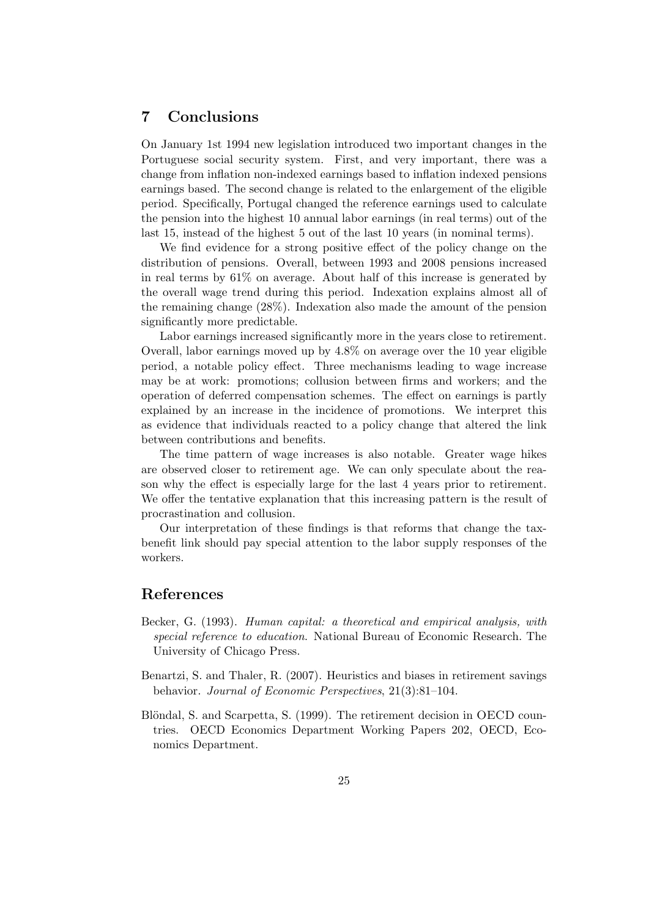## 7 Conclusions

On January 1st 1994 new legislation introduced two important changes in the Portuguese social security system. First, and very important, there was a change from inflation non-indexed earnings based to inflation indexed pensions earnings based. The second change is related to the enlargement of the eligible period. Specifically, Portugal changed the reference earnings used to calculate the pension into the highest 10 annual labor earnings (in real terms) out of the last 15, instead of the highest 5 out of the last 10 years (in nominal terms).

We find evidence for a strong positive effect of the policy change on the distribution of pensions. Overall, between 1993 and 2008 pensions increased in real terms by 61% on average. About half of this increase is generated by the overall wage trend during this period. Indexation explains almost all of the remaining change (28%). Indexation also made the amount of the pension significantly more predictable.

Labor earnings increased significantly more in the years close to retirement. Overall, labor earnings moved up by 4.8% on average over the 10 year eligible period, a notable policy effect. Three mechanisms leading to wage increase may be at work: promotions; collusion between firms and workers; and the operation of deferred compensation schemes. The effect on earnings is partly explained by an increase in the incidence of promotions. We interpret this as evidence that individuals reacted to a policy change that altered the link between contributions and benefits.

The time pattern of wage increases is also notable. Greater wage hikes are observed closer to retirement age. We can only speculate about the reason why the effect is especially large for the last 4 years prior to retirement. We offer the tentative explanation that this increasing pattern is the result of procrastination and collusion.

Our interpretation of these findings is that reforms that change the tax-benefit link should pay special attention to the labor supply responses of the workers.

## References

Becker, G. (1993). *Human capital: a theoretical and empirical analysis, with special reference to education*. National Bureau of Economic Research. The University of Chicago Press.

Benartzi, S. and Thaler, R. (2007). Heuristics and biases in retirement savings behavior. *Journal of Economic Perspectives*, 21(3):81–104.

Blöndal, S. and Scarpetta, S. (1999). The retirement decision in OECD countries. OECD Economics Department Working Papers 202, OECD, Economics Department.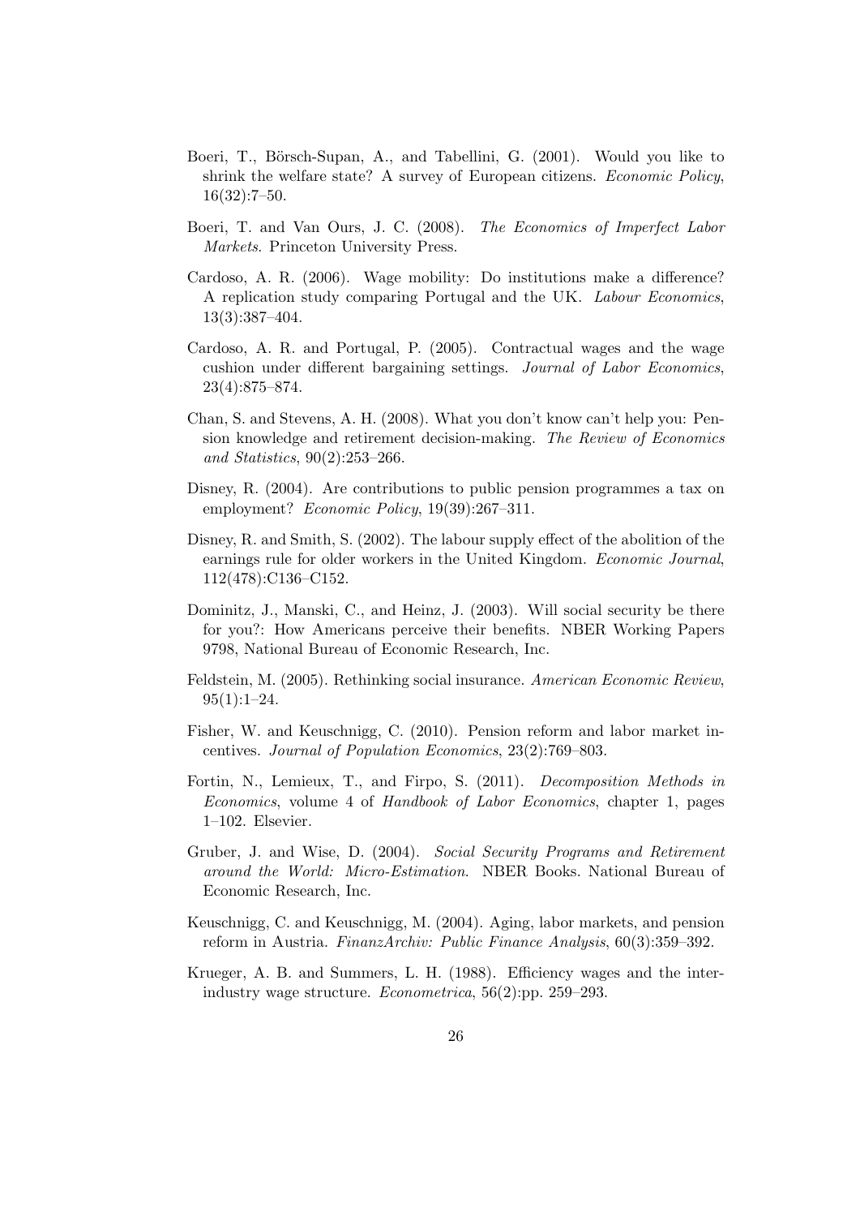Boeri, T., Börsch-Supan, A., and Tabellini, G. (2001). Would you like to shrink the welfare state? A survey of European citizens. *Economic Policy*, 16(32):7–50.

Boeri, T. and Van Ours, J. C. (2008). *The Economics of Imperfect Labor Markets*. Princeton University Press.

Cardoso, A. R. (2006). Wage mobility: Do institutions make a difference? A replication study comparing Portugal and the UK. *Labour Economics*, 13(3):387–404.

Cardoso, A. R. and Portugal, P. (2005). Contractual wages and the wage cushion under different bargaining settings. *Journal of Labor Economics*, 23(4):875–874.

Chan, S. and Stevens, A. H. (2008). What you don't know can't help you: Pension knowledge and retirement decision-making. *The Review of Economics and Statistics*, 90(2):253–266.

Disney, R. (2004). Are contributions to public pension programmes a tax on employment? *Economic Policy*, 19(39):267–311.

Disney, R. and Smith, S. (2002). The labour supply effect of the abolition of the earnings rule for older workers in the United Kingdom. *Economic Journal*, 112(478):C136–C152.

Dominitz, J., Manski, C., and Heinz, J. (2003). Will social security be there for you?: How Americans perceive their benefits. NBER Working Papers 9798, National Bureau of Economic Research, Inc.

Feldstein, M. (2005). Rethinking social insurance. *American Economic Review*, 95(1):1–24.

Fisher, W. and Keuschnigg, C. (2010). Pension reform and labor market incentives. *Journal of Population Economics*, 23(2):769–803.

Fortin, N., Lemieux, T., and Firpo, S. (2011). *Decomposition Methods in Economics*, volume 4 of *Handbook of Labor Economics*, chapter 1, pages 1–102. Elsevier.

Gruber, J. and Wise, D. (2004). *Social Security Programs and Retirement around the World: Micro-Estimation*. NBER Books. National Bureau of Economic Research, Inc.

Keuschnigg, C. and Keuschnigg, M. (2004). Aging, labor markets, and pension reform in Austria. *FinanzArchiv: Public Finance Analysis*, 60(3):359–392.

Krueger, A. B. and Summers, L. H. (1988). Efficiency wages and the inter-industry wage structure. *Econometrica*, 56(2):pp. 259–293.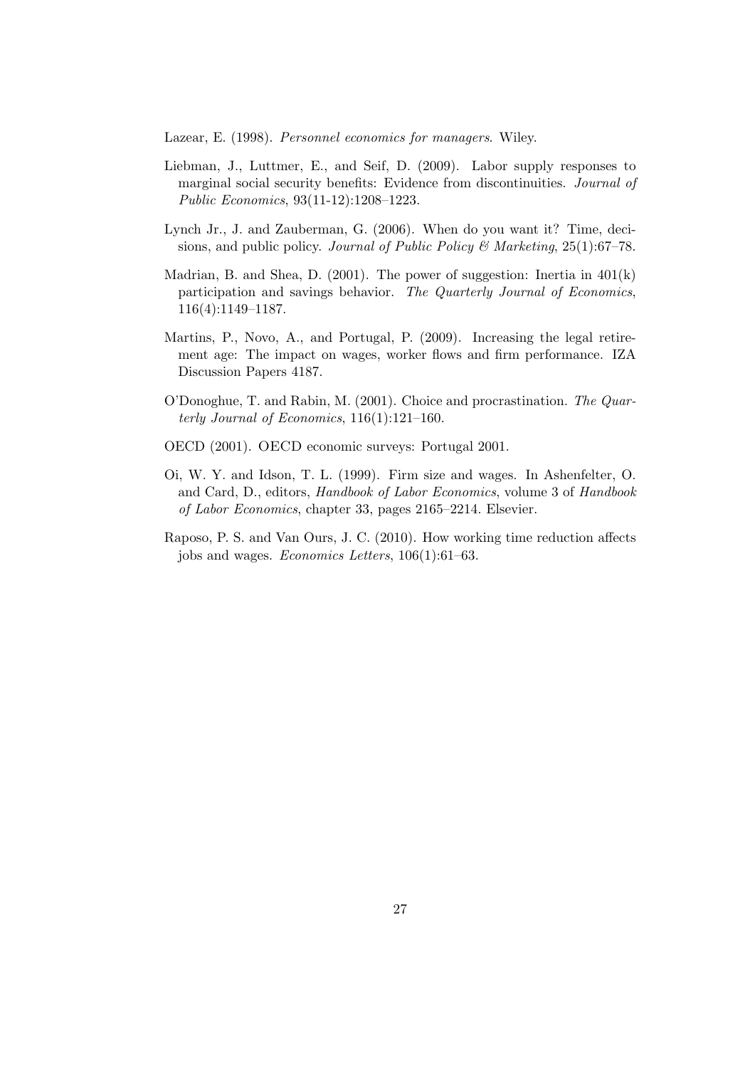Lazear, E. (1998). *Personnel economics for managers*. Wiley.

Liebman, J., Luttmer, E., and Seif, D. (2009). Labor supply responses to marginal social security benefits: Evidence from discontinuities. *Journal of Public Economics*, 93(11-12):1208–1223.

Lynch Jr., J. and Zauberman, G. (2006). When do you want it? Time, decisions, and public policy. *Journal of Public Policy & Marketing*, 25(1):67–78.

Madrian, B. and Shea, D. (2001). The power of suggestion: Inertia in 401(k) participation and savings behavior. *The Quarterly Journal of Economics*, 116(4):1149–1187.

Martins, P., Novo, A., and Portugal, P. (2009). Increasing the legal retirement age: The impact on wages, worker flows and firm performance. IZA Discussion Papers 4187.

O'Donoghue, T. and Rabin, M. (2001). Choice and procrastination. *The Quarterly Journal of Economics*, 116(1):121–160.

OECD (2001). OECD economic surveys: Portugal 2001.

Oi, W. Y. and Idson, T. L. (1999). Firm size and wages. In Ashenfelter, O. and Card, D., editors, *Handbook of Labor Economics*, volume 3 of *Handbook of Labor Economics*, chapter 33, pages 2165–2214. Elsevier.

Raposo, P. S. and Van Ours, J. C. (2010). How working time reduction affects jobs and wages. *Economics Letters*, 106(1):61–63.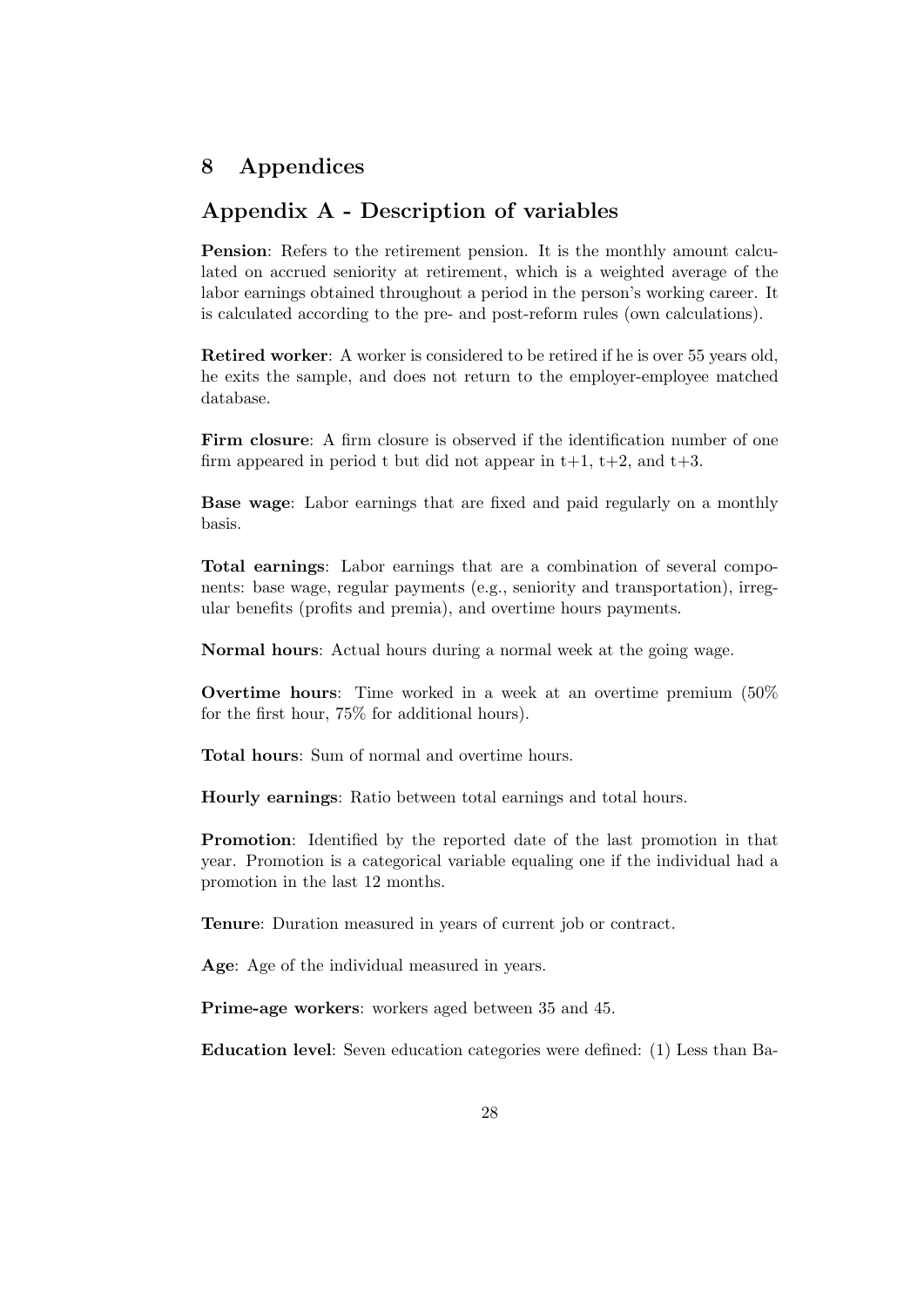# 8 Appendices

## Appendix A - Description of variables

**Pension**: Refers to the retirement pension. It is the monthly amount calculated on accrued seniority at retirement, which is a weighted average of the labor earnings obtained throughout a period in the person's working career. It is calculated according to the pre- and post-reform rules (own calculations).

**Retired worker**: A worker is considered to be retired if he is over 55 years old, he exits the sample, and does not return to the employer-employee matched database.

**Firm closure**: A firm closure is observed if the identification number of one firm appeared in period t but did not appear in t+1, t+2, and t+3.

**Base wage**: Labor earnings that are fixed and paid regularly on a monthly basis.

**Total earnings**: Labor earnings that are a combination of several components: base wage, regular payments (e.g., seniority and transportation), irregular benefits (profits and premia), and overtime hours payments.

**Normal hours**: Actual hours during a normal week at the going wage.

**Overtime hours**: Time worked in a week at an overtime premium (50% for the first hour, 75% for additional hours).

**Total hours**: Sum of normal and overtime hours.

**Hourly earnings**: Ratio between total earnings and total hours.

**Promotion**: Identified by the reported date of the last promotion in that year. Promotion is a categorical variable equaling one if the individual had a promotion in the last 12 months.

**Tenure**: Duration measured in years of current job or contract.

**Age**: Age of the individual measured in years.

**Prime-age workers**: workers aged between 35 and 45.

**Education level**: Seven education categories were defined: (1) Less than Ba-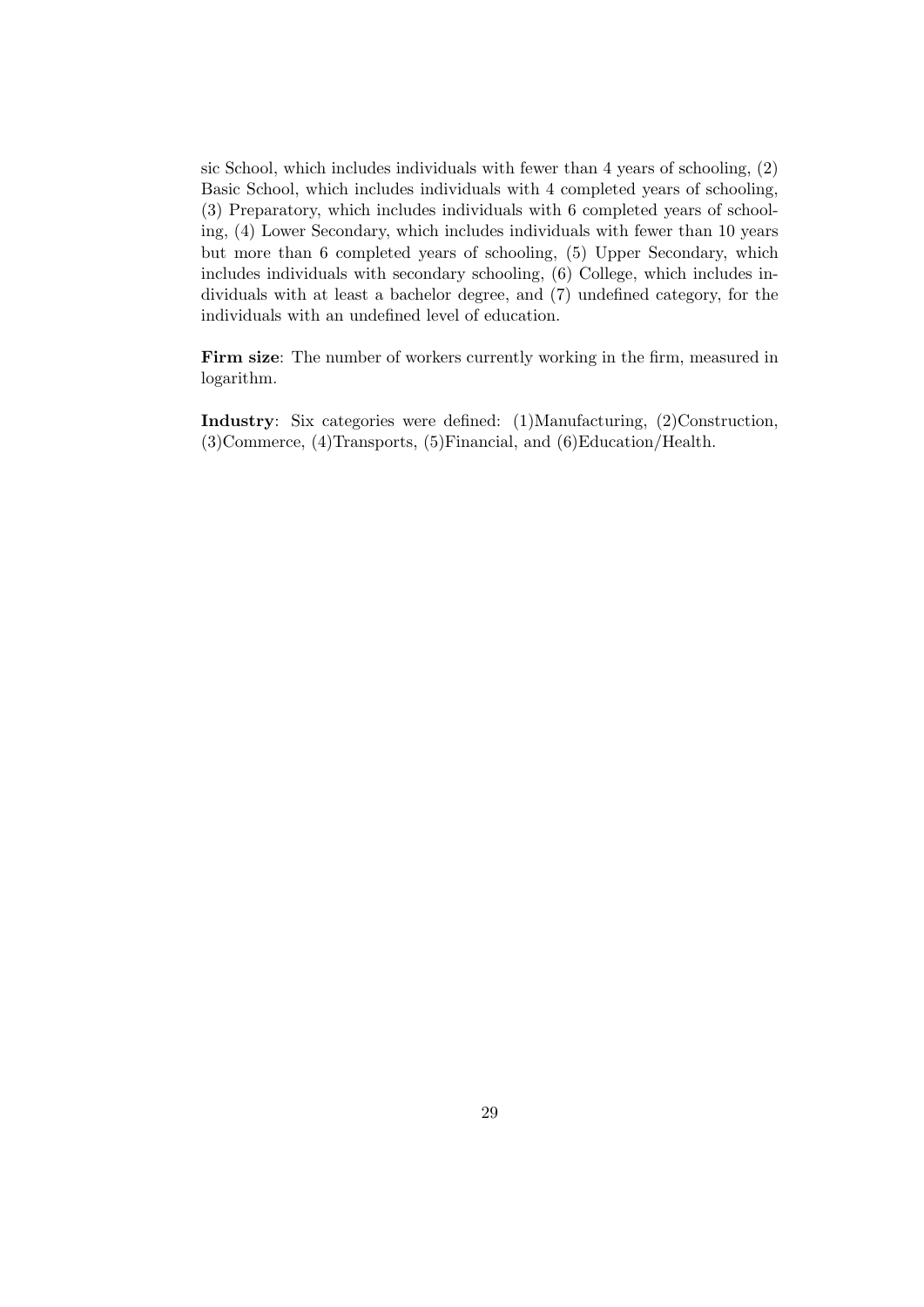sic School, which includes individuals with fewer than 4 years of schooling, (2) Basic School, which includes individuals with 4 completed years of schooling, (3) Preparatory, which includes individuals with 6 completed years of schooling, (4) Lower Secondary, which includes individuals with fewer than 10 years but more than 6 completed years of schooling, (5) Upper Secondary, which includes individuals with secondary schooling, (6) College, which includes individuals with at least a bachelor degree, and (7) undefined category, for the individuals with an undefined level of education.

**Firm size**: The number of workers currently working in the firm, measured in logarithm.

**Industry**: Six categories were defined: (1)Manufacturing, (2)Construction, (3)Commerce, (4)Transports, (5)Financial, and (6)Education/Health.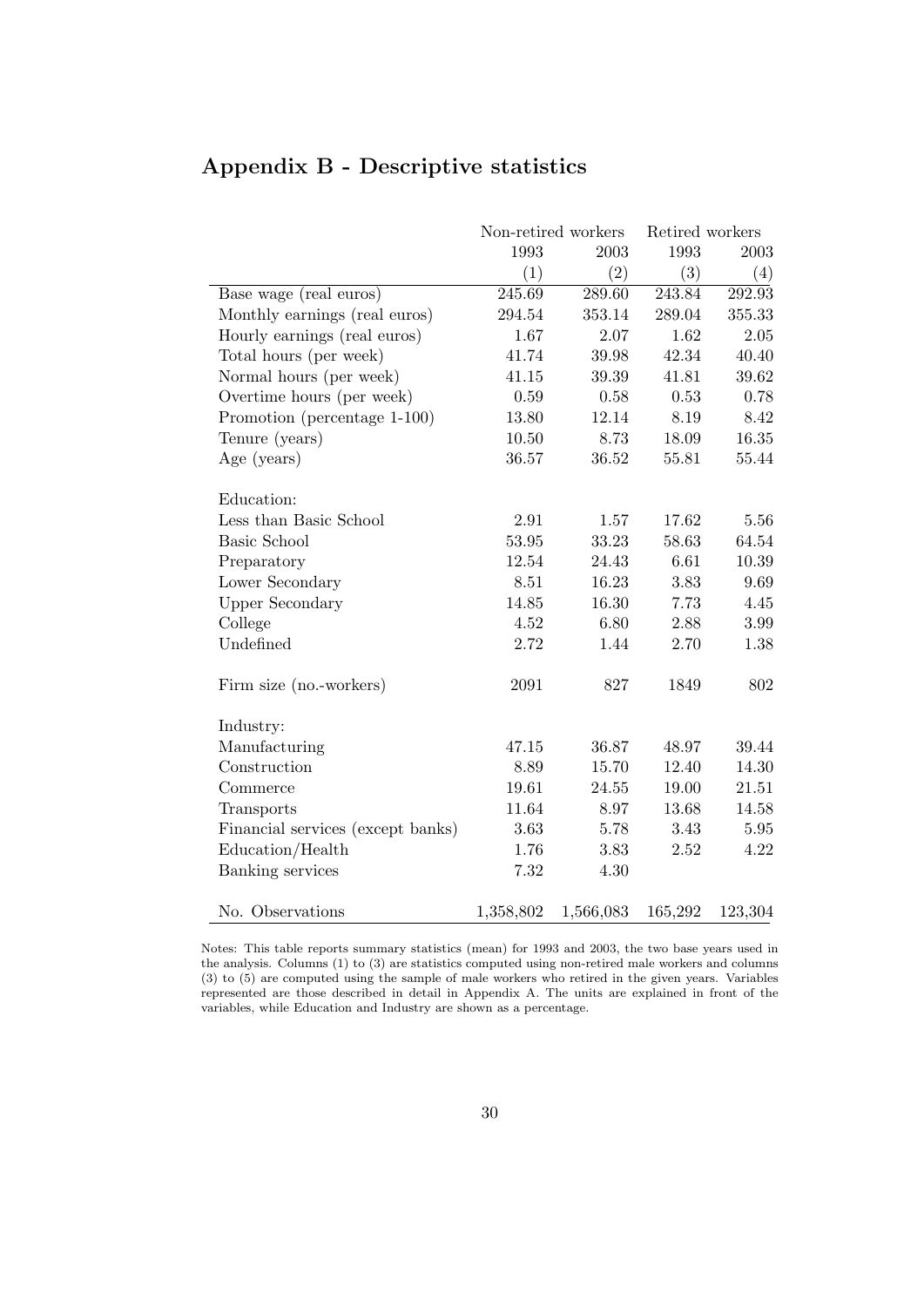## Appendix B - Descriptive statistics

| | Non-retired workers | | Retired workers | |
|---|---|---|---|---|
| | 1993 | 2003 | 1993 | 2003 |
| | (1) | (2) | (3) | (4) |
| Base wage (real euros) | 245.69 | 289.60 | 243.84 | 292.93 |
| Monthly earnings (real euros) | 294.54 | 353.14 | 289.04 | 355.33 |
| Hourly earnings (real euros) | 1.67 | 2.07 | 1.62 | 2.05 |
| Total hours (per week) | 41.74 | 39.98 | 42.34 | 40.40 |
| Normal hours (per week) | 41.15 | 39.39 | 41.81 | 39.62 |
| Overtime hours (per week) | 0.59 | 0.58 | 0.53 | 0.78 |
| Promotion (percentage 1-100) | 13.80 | 12.14 | 8.19 | 8.42 |
| Tenure (years) | 10.50 | 8.73 | 18.09 | 16.35 |
| Age (years) | 36.57 | 36.52 | 55.81 | 55.44 |
| Education: | | | | |
| Less than Basic School | 2.91 | 1.57 | 17.62 | 5.56 |
| Basic School | 53.95 | 33.23 | 58.63 | 64.54 |
| Preparatory | 12.54 | 24.43 | 6.61 | 10.39 |
| Lower Secondary | 8.51 | 16.23 | 3.83 | 9.69 |
| Upper Secondary | 14.85 | 16.30 | 7.73 | 4.45 |
| College | 4.52 | 6.80 | 2.88 | 3.99 |
| Undefined | 2.72 | 1.44 | 2.70 | 1.38 |
| Firm size (no.-workers) | 2091 | 827 | 1849 | 802 |
| Industry: | | | | |
| Manufacturing | 47.15 | 36.87 | 48.97 | 39.44 |
| Construction | 8.89 | 15.70 | 12.40 | 14.30 |
| Commerce | 19.61 | 24.55 | 19.00 | 21.51 |
| Transports | 11.64 | 8.97 | 13.68 | 14.58 |
| Financial services (except banks) | 3.63 | 5.78 | 3.43 | 5.95 |
| Education/Health | 1.76 | 3.83 | 2.52 | 4.22 |
| Banking services | 7.32 | 4.30 | | |
| No. Observations | 1,358,802 | 1,566,083 | 165,292 | 123,304 |

Notes: This table reports summary statistics (mean) for 1993 and 2003, the two base years used in the analysis. Columns (1) to (3) are statistics computed using non-retired male workers and columns (3) to (5) are computed using the sample of male workers who retired in the given years. Variables represented are those described in detail in Appendix A. The units are explained in front of the variables, while Education and Industry are shown as a percentage.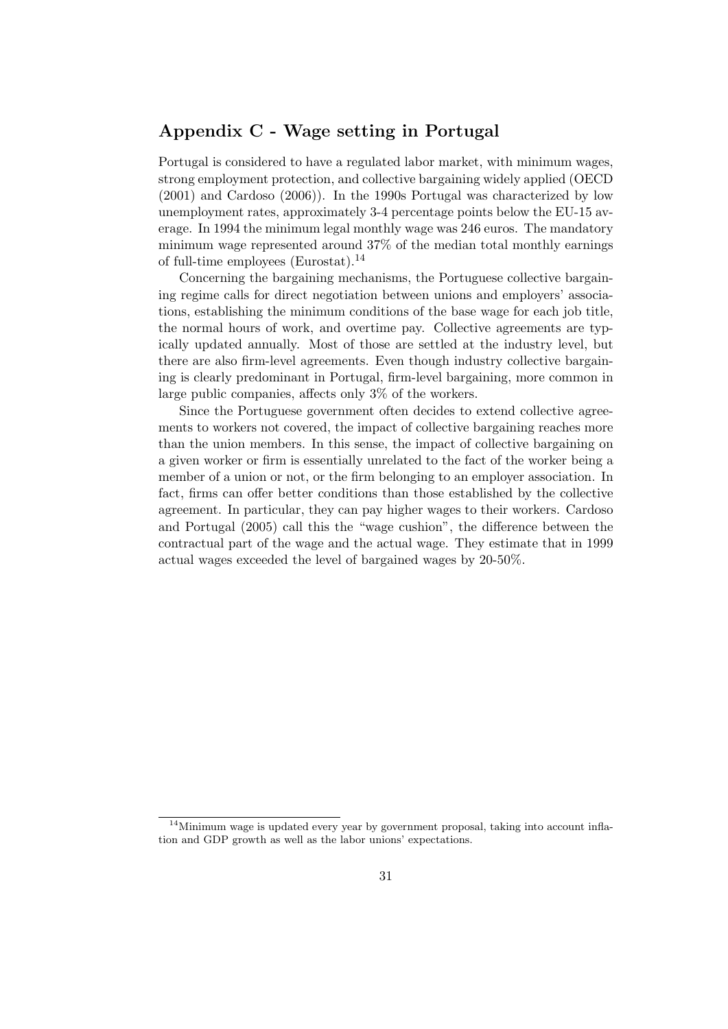## Appendix C - Wage setting in Portugal

Portugal is considered to have a regulated labor market, with minimum wages, strong employment protection, and collective bargaining widely applied (OECD (2001) and Cardoso (2006)). In the 1990s Portugal was characterized by low unemployment rates, approximately 3-4 percentage points below the EU-15 average. In 1994 the minimum legal monthly wage was 246 euros. The mandatory minimum wage represented around 37% of the median total monthly earnings of full-time employees (Eurostat).[14]

Concerning the bargaining mechanisms, the Portuguese collective bargaining regime calls for direct negotiation between unions and employers' associations, establishing the minimum conditions of the base wage for each job title, the normal hours of work, and overtime pay. Collective agreements are typically updated annually. Most of those are settled at the industry level, but there are also firm-level agreements. Even though industry collective bargaining is clearly predominant in Portugal, firm-level bargaining, more common in large public companies, affects only 3% of the workers.

Since the Portuguese government often decides to extend collective agreements to workers not covered, the impact of collective bargaining reaches more than the union members. In this sense, the impact of collective bargaining on a given worker or firm is essentially unrelated to the fact of the worker being a member of a union or not, or the firm belonging to an employer association. In fact, firms can offer better conditions than those established by the collective agreement. In particular, they can pay higher wages to their workers. Cardoso and Portugal (2005) call this the "wage cushion", the difference between the contractual part of the wage and the actual wage. They estimate that in 1999 actual wages exceeded the level of bargained wages by 20-50%.

[14] Minimum wage is updated every year by government proposal, taking into account inflation and GDP growth as well as the labor unions' expectations.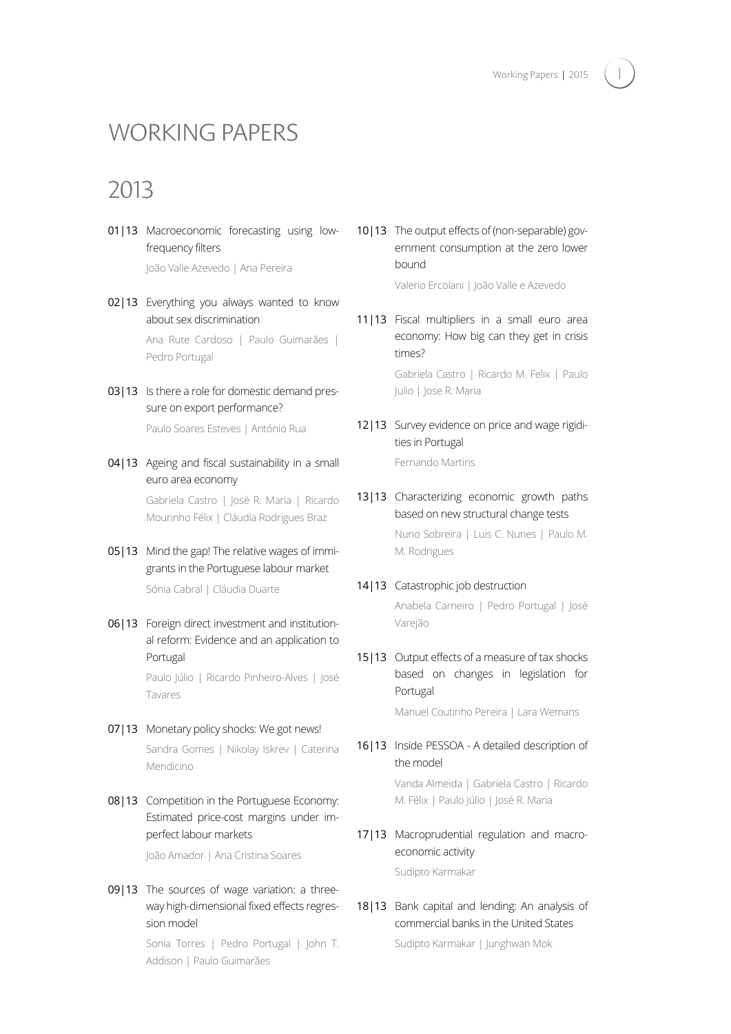# WORKING PAPERS

## 2013

**01|13** Macroeconomic forecasting using low-frequency filters

João Valle Azevedo | Ana Pereira

**02|13** Everything you always wanted to know about sex discrimination

Ana Rute Cardoso | Paulo Guimarães | Pedro Portugal

**03|13** Is there a role for domestic demand pressure on export performance?

Paulo Soares Esteves | António Rua

**04|13** Ageing and fiscal sustainability in a small euro area economy

Gabriela Castro | José R. Maria | Ricardo Mourinho Félix | Cláudia Rodrigues Braz

**05|13** Mind the gap! The relative wages of immigrants in the Portuguese labour market

Sónia Cabral | Cláudia Duarte

**06|13** Foreign direct investment and institutional reform: Evidence and an application to Portugal

Paulo Júlio | Ricardo Pinheiro-Alves | José Tavares

**07|13** Monetary policy shocks: We got news!

Sandra Gomes | Nikolay Iskrev | Caterina Mendicino

**08|13** Competition in the Portuguese Economy: Estimated price-cost margins under imperfect labour markets

João Amador | Ana Cristina Soares

**09|13** The sources of wage variation: a three-way high-dimensional fixed effects regression model

Sonia Torres | Pedro Portugal | John T. Addison | Paulo Guimarães

**10|13** The output effects of (non-separable) government consumption at the zero lower bound

Valerio Ercolani | João Valle e Azevedo

**11|13** Fiscal multipliers in a small euro area economy: How big can they get in crisis times?

Gabriela Castro | Ricardo M. Felix | Paulo Julio | Jose R. Maria

**12|13** Survey evidence on price and wage rigidities in Portugal

Fernando Martins

**13|13** Characterizing economic growth paths based on new structural change tests

Nuno Sobreira | Luis C. Nunes | Paulo M. M. Rodrigues

**14|13** Catastrophic job destruction

Anabela Carneiro | Pedro Portugal | José Varejão

**15|13** Output effects of a measure of tax shocks based on changes in legislation for Portugal

Manuel Coutinho Pereira | Lara Wemans

**16|13** Inside PESSOA - A detailed description of the model

Vanda Almeida | Gabriela Castro | Ricardo M. Félix | Paulo Júlio | José R. Maria

**17|13** Macroprudential regulation and macroeconomic activity

Sudipto Karmakar

**18|13** Bank capital and lending: An analysis of commercial banks in the United States

Sudipto Karmakar | Junghwan Mok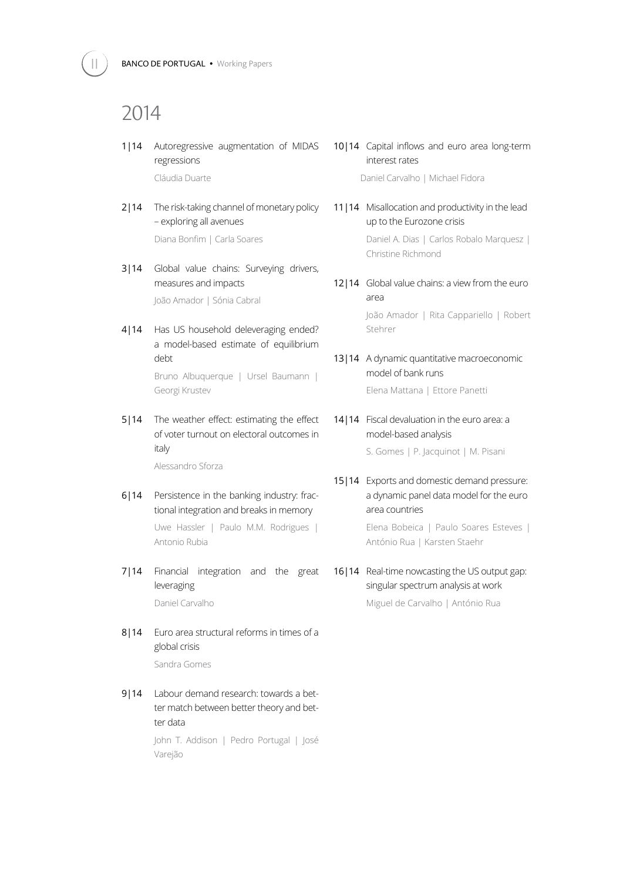# 2014

1|14 Autoregressive augmentation of MIDAS regressions
Cláudia Duarte

2|14 The risk-taking channel of monetary policy – exploring all avenues
Diana Bonfim | Carla Soares

3|14 Global value chains: Surveying drivers, measures and impacts
João Amador | Sónia Cabral

4|14 Has US household deleveraging ended? a model-based estimate of equilibrium debt
Bruno Albuquerque | Ursel Baumann | Georgi Krustev

5|14 The weather effect: estimating the effect of voter turnout on electoral outcomes in italy
Alessandro Sforza

6|14 Persistence in the banking industry: fractional integration and breaks in memory
Uwe Hassler | Paulo M.M. Rodrigues | Antonio Rubia

7|14 Financial integration and the great leveraging
Daniel Carvalho

8|14 Euro area structural reforms in times of a global crisis
Sandra Gomes

9|14 Labour demand research: towards a better match between better theory and better data
John T. Addison | Pedro Portugal | José Varejão

10|14 Capital inflows and euro area long-term interest rates
Daniel Carvalho | Michael Fidora

11|14 Misallocation and productivity in the lead up to the Eurozone crisis
Daniel A. Dias | Carlos Robalo Marquesz | Christine Richmond

12|14 Global value chains: a view from the euro area
João Amador | Rita Cappariello | Robert Stehrer

13|14 A dynamic quantitative macroeconomic model of bank runs
Elena Mattana | Ettore Panetti

14|14 Fiscal devaluation in the euro area: a model-based analysis
S. Gomes | P. Jacquinot | M. Pisani

15|14 Exports and domestic demand pressure: a dynamic panel data model for the euro area countries
Elena Bobeica | Paulo Soares Esteves | António Rua | Karsten Staehr

16|14 Real-time nowcasting the US output gap: singular spectrum analysis at work
Miguel de Carvalho | António Rua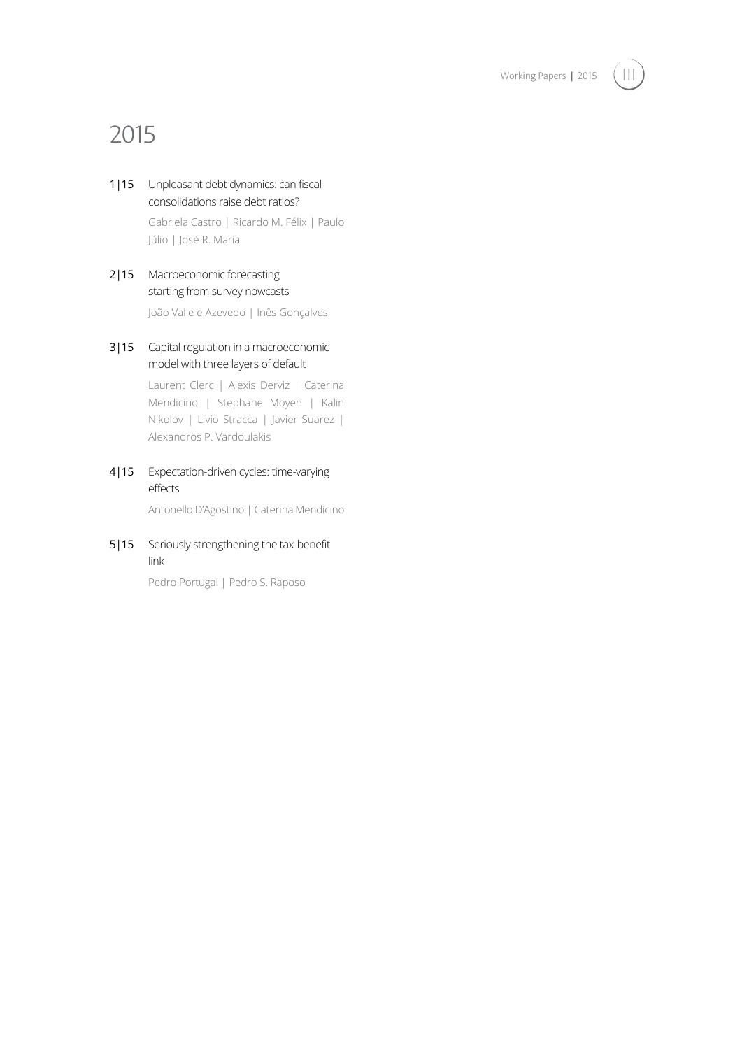# 2015

1|15 Unpleasant debt dynamics: can fiscal consolidations raise debt ratios?

Gabriela Castro | Ricardo M. Félix | Paulo Júlio | José R. Maria

2|15 Macroeconomic forecasting starting from survey nowcasts

João Valle e Azevedo | Inês Gonçalves

3|15 Capital regulation in a macroeconomic model with three layers of default

Laurent Clerc | Alexis Derviz | Caterina Mendicino | Stephane Moyen | Kalin Nikolov | Livio Stracca | Javier Suarez | Alexandros P. Vardoulakis

4|15 Expectation-driven cycles: time-varying effects

Antonello D'Agostino | Caterina Mendicino

5|15 Seriously strengthening the tax-benefit link

Pedro Portugal | Pedro S. Raposo